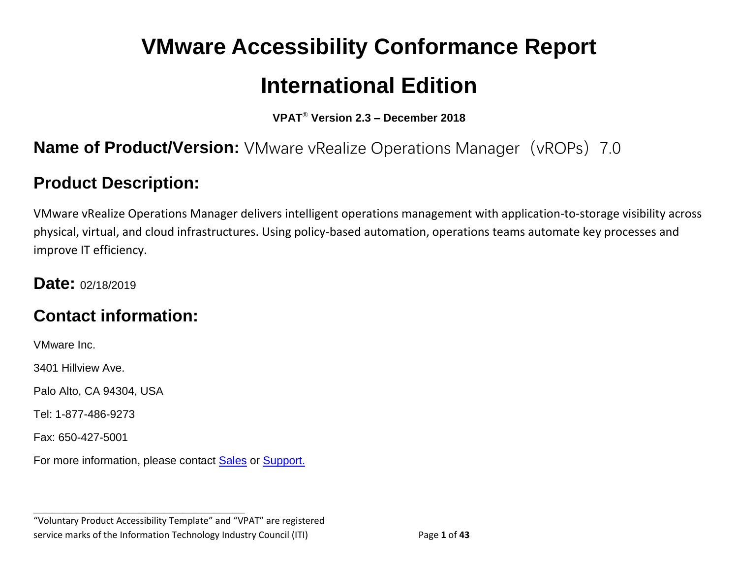# VMware Accessibility Conformance Report

# International Edition

**VPAT® Version 2.3 – December 2018**

## Name of Product/Version: VMware vRealize Operations Manager（vROPs）7.0

## Product Description:

VMware vRealize Operations Manager delivers intelligent operations management with application-to-storage visibility across physical, virtual, and cloud infrastructures. Using policy-based automation, operations teams automate key processes and improve IT efficiency.

## Date: 02/18/2019

## Contact information:

VMware Inc.

3401 Hillview Ave.

Palo Alto, CA 94304, USA

Tel: 1-877-486-9273

Fax: 650-427-5001

For more information, please contact Sales or Support.

---

"Voluntary Product Accessibility Template" and "VPAT" are registered service marks of the Information Technology Industry Council (ITI)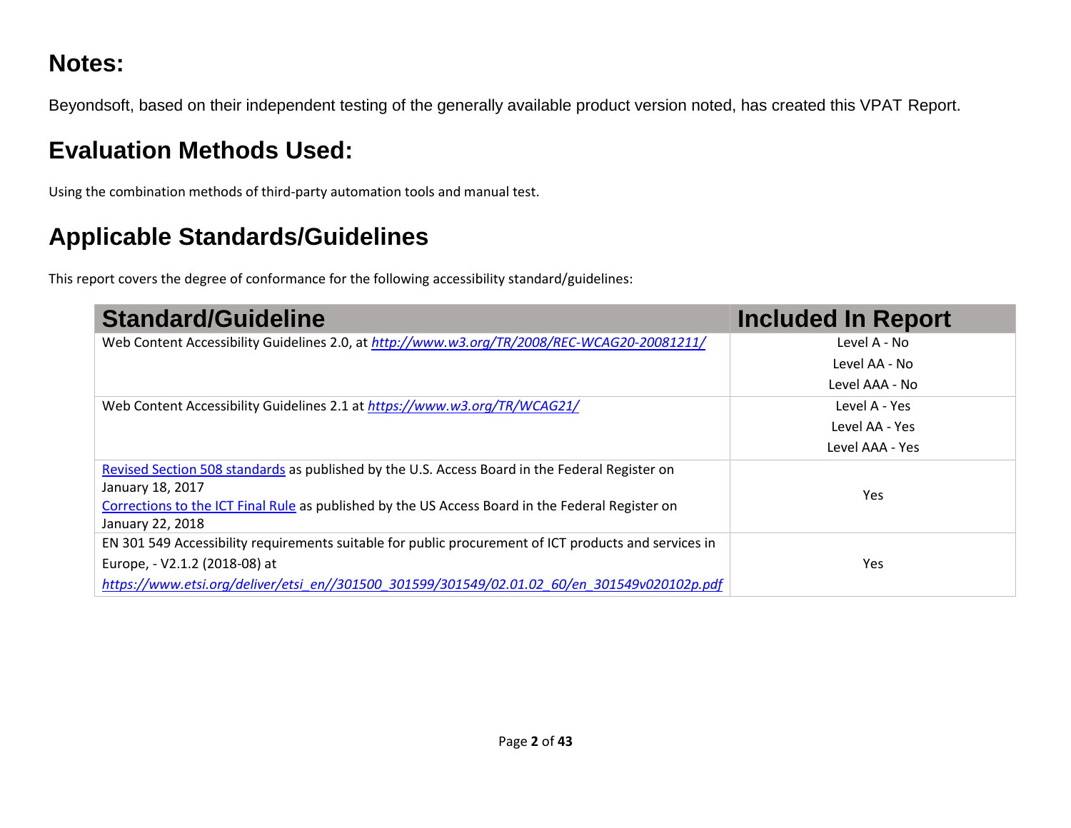## Notes:

Beyondsoft, based on their independent testing of the generally available product version noted, has created this VPAT Report.

## Evaluation Methods Used:

Using the combination methods of third-party automation tools and manual test.

## Applicable Standards/Guidelines

This report covers the degree of conformance for the following accessibility standard/guidelines:

| Standard/Guideline | Included In Report |
|---|---|
| Web Content Accessibility Guidelines 2.0, at *http://www.w3.org/TR/2008/REC-WCAG20-20081211/* | Level A - No<br>Level AA - No<br>Level AAA - No |
| Web Content Accessibility Guidelines 2.1 at *https://www.w3.org/TR/WCAG21/* | Level A - Yes<br>Level AA - Yes<br>Level AAA - Yes |
| Revised Section 508 standards as published by the U.S. Access Board in the Federal Register on January 18, 2017<br>Corrections to the ICT Final Rule as published by the US Access Board in the Federal Register on January 22, 2018 | Yes |
| EN 301 549 Accessibility requirements suitable for public procurement of ICT products and services in Europe, - V2.1.2 (2018-08) at *https://www.etsi.org/deliver/etsi_en//301500_301599/301549/02.01.02_60/en_301549v020102p.pdf* | Yes |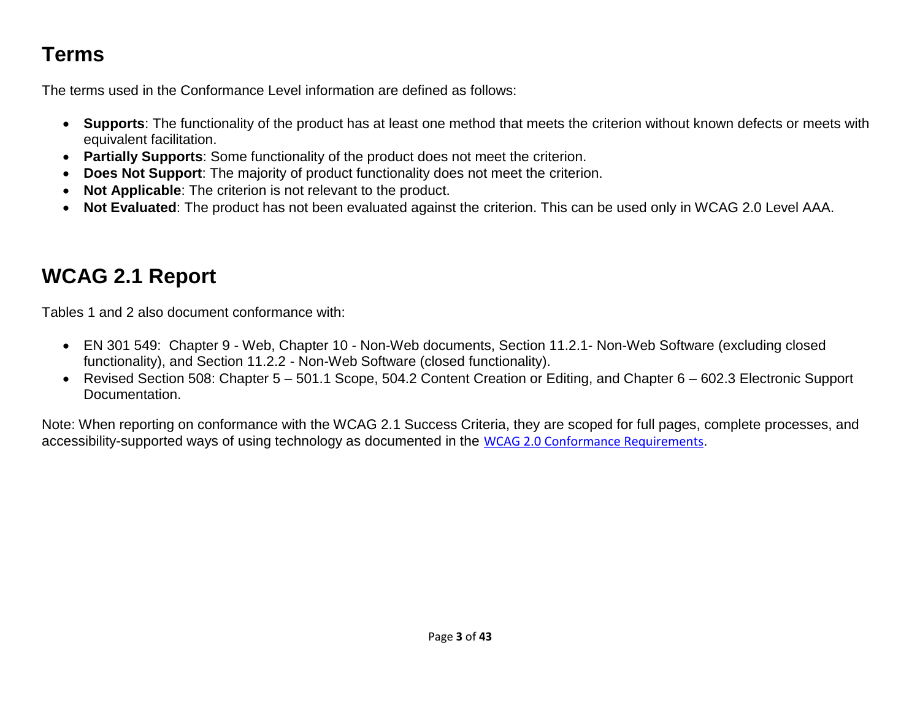## Terms

The terms used in the Conformance Level information are defined as follows:

- **Supports**: The functionality of the product has at least one method that meets the criterion without known defects or meets with equivalent facilitation.
- **Partially Supports**: Some functionality of the product does not meet the criterion.
- **Does Not Support**: The majority of product functionality does not meet the criterion.
- **Not Applicable**: The criterion is not relevant to the product.
- **Not Evaluated**: The product has not been evaluated against the criterion. This can be used only in WCAG 2.0 Level AAA.

## WCAG 2.1 Report

Tables 1 and 2 also document conformance with:

- EN 301 549: Chapter 9 - Web, Chapter 10 - Non-Web documents, Section 11.2.1- Non-Web Software (excluding closed functionality), and Section 11.2.2 - Non-Web Software (closed functionality).
- Revised Section 508: Chapter 5 – 501.1 Scope, 504.2 Content Creation or Editing, and Chapter 6 – 602.3 Electronic Support Documentation.

Note: When reporting on conformance with the WCAG 2.1 Success Criteria, they are scoped for full pages, complete processes, and accessibility-supported ways of using technology as documented in the WCAG 2.0 Conformance Requirements.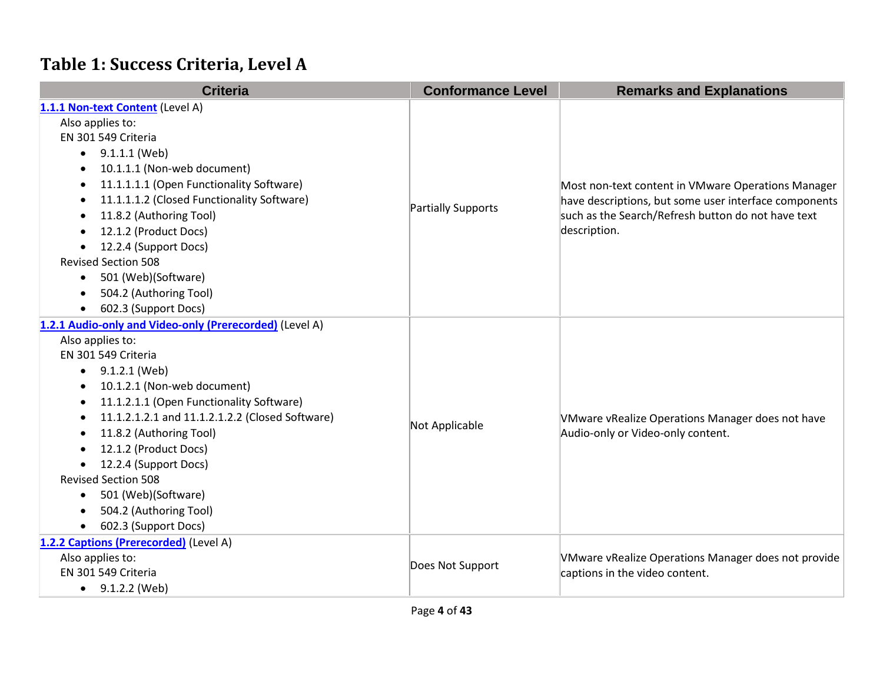# Table 1: Success Criteria, Level A

| Criteria | Conformance Level | Remarks and Explanations |
|---|---|---|
| **1.1.1 Non-text Content** (Level A)<br>Also applies to:<br>EN 301 549 Criteria<br>• 9.1.1.1 (Web)<br>• 10.1.1.1 (Non-web document)<br>• 11.1.1.1.1 (Open Functionality Software)<br>• 11.1.1.1.2 (Closed Functionality Software)<br>• 11.8.2 (Authoring Tool)<br>• 12.1.2 (Product Docs)<br>• 12.2.4 (Support Docs)<br>Revised Section 508<br>• 501 (Web)(Software)<br>• 504.2 (Authoring Tool)<br>• 602.3 (Support Docs) | Partially Supports | Most non-text content in VMware Operations Manager have descriptions, but some user interface components such as the Search/Refresh button do not have text description. |
| **1.2.1 Audio-only and Video-only (Prerecorded)** (Level A)<br>Also applies to:<br>EN 301 549 Criteria<br>• 9.1.2.1 (Web)<br>• 10.1.2.1 (Non-web document)<br>• 11.1.2.1.1 (Open Functionality Software)<br>• 11.1.2.1.2.1 and 11.1.2.1.2.2 (Closed Software)<br>• 11.8.2 (Authoring Tool)<br>• 12.1.2 (Product Docs)<br>• 12.2.4 (Support Docs)<br>Revised Section 508<br>• 501 (Web)(Software)<br>• 504.2 (Authoring Tool)<br>• 602.3 (Support Docs) | Not Applicable | VMware vRealize Operations Manager does not have Audio-only or Video-only content. |
| **1.2.2 Captions (Prerecorded)** (Level A)<br>Also applies to:<br>EN 301 549 Criteria<br>• 9.1.2.2 (Web) | Does Not Support | VMware vRealize Operations Manager does not provide captions in the video content. |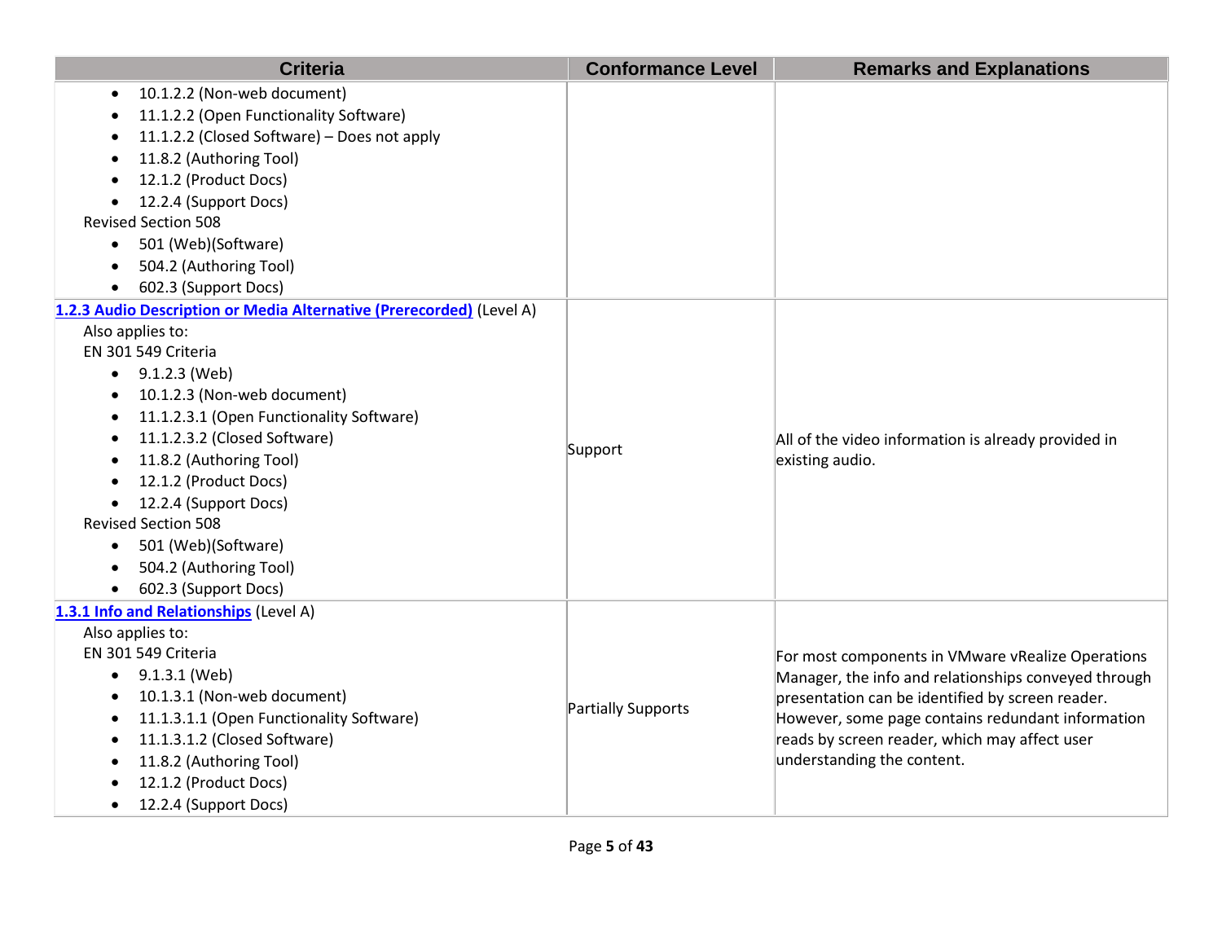| Criteria | Conformance Level | Remarks and Explanations |
| --- | --- | --- |
| • 10.1.2.2 (Non-web document)<br>• 11.1.2.2 (Open Functionality Software)<br>• 11.1.2.2 (Closed Software) – Does not apply<br>• 11.8.2 (Authoring Tool)<br>• 12.1.2 (Product Docs)<br>• 12.2.4 (Support Docs)<br>Revised Section 508<br>• 501 (Web)(Software)<br>• 504.2 (Authoring Tool)<br>• 602.3 (Support Docs) | | |
| **[1.2.3 Audio Description or Media Alternative (Prerecorded)]** (Level A)<br>Also applies to:<br>EN 301 549 Criteria<br>• 9.1.2.3 (Web)<br>• 10.1.2.3 (Non-web document)<br>• 11.1.2.3.1 (Open Functionality Software)<br>• 11.1.2.3.2 (Closed Software)<br>• 11.8.2 (Authoring Tool)<br>• 12.1.2 (Product Docs)<br>• 12.2.4 (Support Docs)<br>Revised Section 508<br>• 501 (Web)(Software)<br>• 504.2 (Authoring Tool)<br>• 602.3 (Support Docs) | Support | All of the video information is already provided in existing audio. |
| **[1.3.1 Info and Relationships]** (Level A)<br>Also applies to:<br>EN 301 549 Criteria<br>• 9.1.3.1 (Web)<br>• 10.1.3.1 (Non-web document)<br>• 11.1.3.1.1 (Open Functionality Software)<br>• 11.1.3.1.2 (Closed Software)<br>• 11.8.2 (Authoring Tool)<br>• 12.1.2 (Product Docs)<br>• 12.2.4 (Support Docs) | Partially Supports | For most components in VMware vRealize Operations Manager, the info and relationships conveyed through presentation can be identified by screen reader. However, some page contains redundant information reads by screen reader, which may affect user understanding the content. |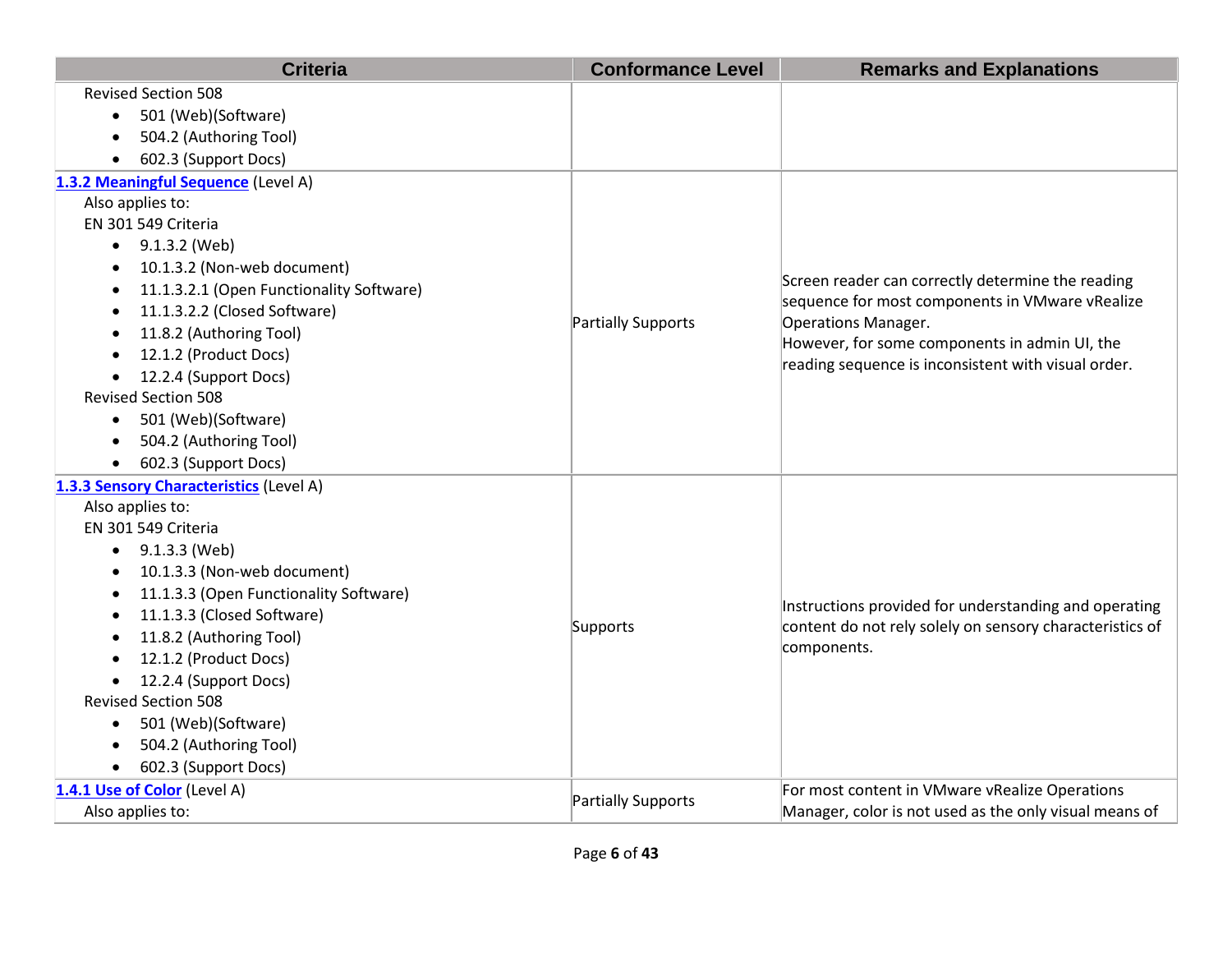| Criteria | Conformance Level | Remarks and Explanations |
| --- | --- | --- |
| Revised Section 508<br>• 501 (Web)(Software)<br>• 504.2 (Authoring Tool)<br>• 602.3 (Support Docs) | | |
| **1.3.2 Meaningful Sequence** (Level A)<br>Also applies to:<br>EN 301 549 Criteria<br>• 9.1.3.2 (Web)<br>• 10.1.3.2 (Non-web document)<br>• 11.1.3.2.1 (Open Functionality Software)<br>• 11.1.3.2.2 (Closed Software)<br>• 11.8.2 (Authoring Tool)<br>• 12.1.2 (Product Docs)<br>• 12.2.4 (Support Docs)<br>Revised Section 508<br>• 501 (Web)(Software)<br>• 504.2 (Authoring Tool)<br>• 602.3 (Support Docs) | Partially Supports | Screen reader can correctly determine the reading sequence for most components in VMware vRealize Operations Manager.<br>However, for some components in admin UI, the reading sequence is inconsistent with visual order. |
| **1.3.3 Sensory Characteristics** (Level A)<br>Also applies to:<br>EN 301 549 Criteria<br>• 9.1.3.3 (Web)<br>• 10.1.3.3 (Non-web document)<br>• 11.1.3.3 (Open Functionality Software)<br>• 11.1.3.3 (Closed Software)<br>• 11.8.2 (Authoring Tool)<br>• 12.1.2 (Product Docs)<br>• 12.2.4 (Support Docs)<br>Revised Section 508<br>• 501 (Web)(Software)<br>• 504.2 (Authoring Tool)<br>• 602.3 (Support Docs) | Supports | Instructions provided for understanding and operating content do not rely solely on sensory characteristics of components. |
| **1.4.1 Use of Color** (Level A)<br>Also applies to: | Partially Supports | For most content in VMware vRealize Operations Manager, color is not used as the only visual means of |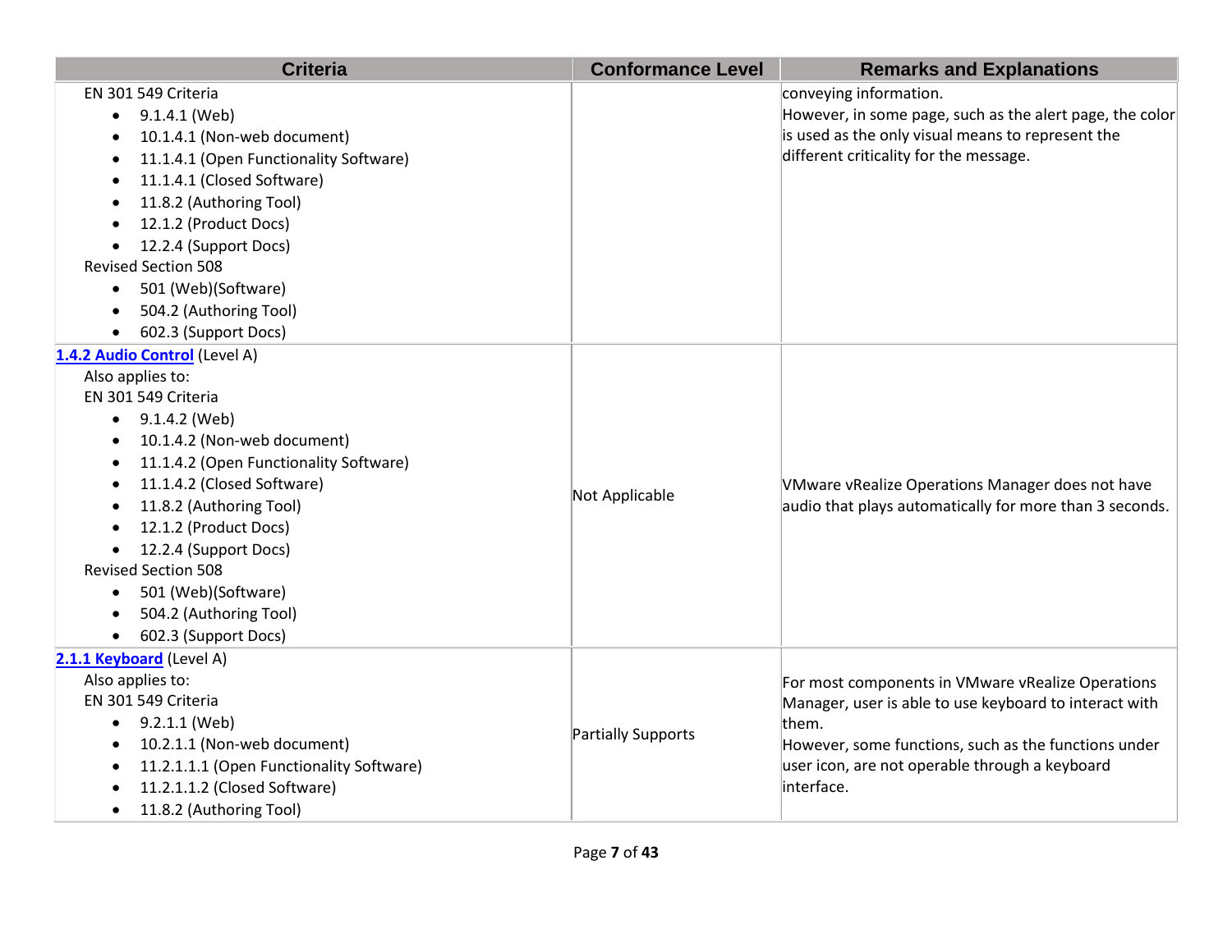| Criteria | Conformance Level | Remarks and Explanations |
| --- | --- | --- |
| EN 301 549 Criteria<br>• 9.1.4.1 (Web)<br>• 10.1.4.1 (Non-web document)<br>• 11.1.4.1 (Open Functionality Software)<br>• 11.1.4.1 (Closed Software)<br>• 11.8.2 (Authoring Tool)<br>• 12.1.2 (Product Docs)<br>• 12.2.4 (Support Docs)<br>Revised Section 508<br>• 501 (Web)(Software)<br>• 504.2 (Authoring Tool)<br>• 602.3 (Support Docs) | | conveying information.<br>However, in some page, such as the alert page, the color is used as the only visual means to represent the different criticality for the message. |
| **1.4.2 Audio Control** (Level A)<br>Also applies to:<br>EN 301 549 Criteria<br>• 9.1.4.2 (Web)<br>• 10.1.4.2 (Non-web document)<br>• 11.1.4.2 (Open Functionality Software)<br>• 11.1.4.2 (Closed Software)<br>• 11.8.2 (Authoring Tool)<br>• 12.1.2 (Product Docs)<br>• 12.2.4 (Support Docs)<br>Revised Section 508<br>• 501 (Web)(Software)<br>• 504.2 (Authoring Tool)<br>• 602.3 (Support Docs) | Not Applicable | VMware vRealize Operations Manager does not have audio that plays automatically for more than 3 seconds. |
| **2.1.1 Keyboard** (Level A)<br>Also applies to:<br>EN 301 549 Criteria<br>• 9.2.1.1 (Web)<br>• 10.2.1.1 (Non-web document)<br>• 11.2.1.1.1 (Open Functionality Software)<br>• 11.2.1.1.2 (Closed Software)<br>• 11.8.2 (Authoring Tool) | Partially Supports | For most components in VMware vRealize Operations Manager, user is able to use keyboard to interact with them.<br>However, some functions, such as the functions under user icon, are not operable through a keyboard interface. |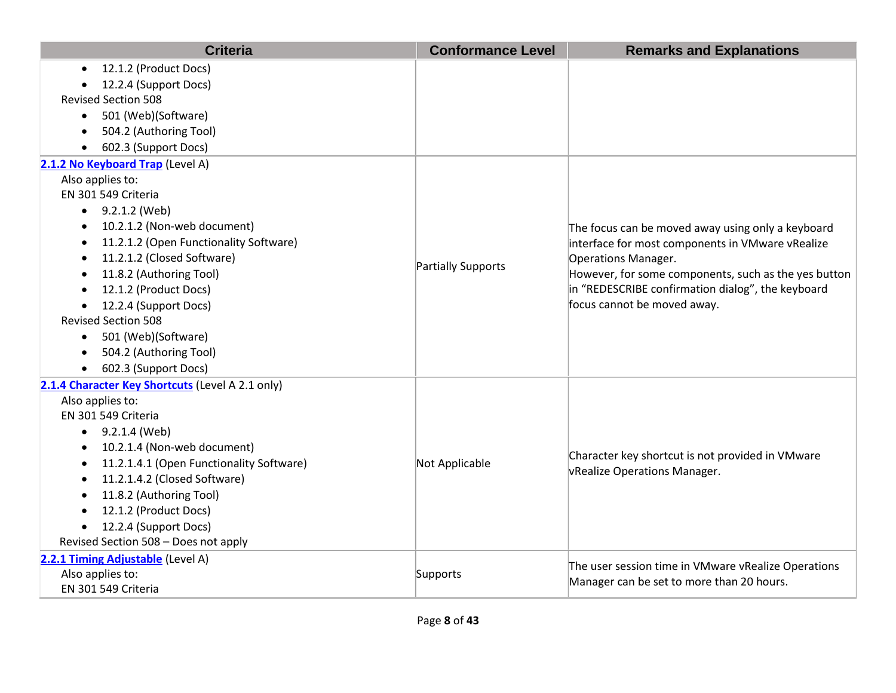| Criteria | Conformance Level | Remarks and Explanations |
|---|---|---|
| <ul><li>12.1.2 (Product Docs)</li><li>12.2.4 (Support Docs)</li></ul>Revised Section 508<ul><li>501 (Web)(Software)</li><li>504.2 (Authoring Tool)</li><li>602.3 (Support Docs)</li></ul> | | |
| **[2.1.2 No Keyboard Trap]()** (Level A)<br>Also applies to:<br>EN 301 549 Criteria<ul><li>9.2.1.2 (Web)</li><li>10.2.1.2 (Non-web document)</li><li>11.2.1.2 (Open Functionality Software)</li><li>11.2.1.2 (Closed Software)</li><li>11.8.2 (Authoring Tool)</li><li>12.1.2 (Product Docs)</li><li>12.2.4 (Support Docs)</li></ul>Revised Section 508<ul><li>501 (Web)(Software)</li><li>504.2 (Authoring Tool)</li><li>602.3 (Support Docs)</li></ul> | Partially Supports | The focus can be moved away using only a keyboard interface for most components in VMware vRealize Operations Manager.<br>However, for some components, such as the yes button in “REDESCRIBE confirmation dialog”, the keyboard focus cannot be moved away. |
| **[2.1.4 Character Key Shortcuts]()** (Level A 2.1 only)<br>Also applies to:<br>EN 301 549 Criteria<ul><li>9.2.1.4 (Web)</li><li>10.2.1.4 (Non-web document)</li><li>11.2.1.4.1 (Open Functionality Software)</li><li>11.2.1.4.2 (Closed Software)</li><li>11.8.2 (Authoring Tool)</li><li>12.1.2 (Product Docs)</li><li>12.2.4 (Support Docs)</li></ul>Revised Section 508 – Does not apply | Not Applicable | Character key shortcut is not provided in VMware vRealize Operations Manager. |
| **[2.2.1 Timing Adjustable]()** (Level A)<br>Also applies to:<br>EN 301 549 Criteria | Supports | The user session time in VMware vRealize Operations Manager can be set to more than 20 hours. |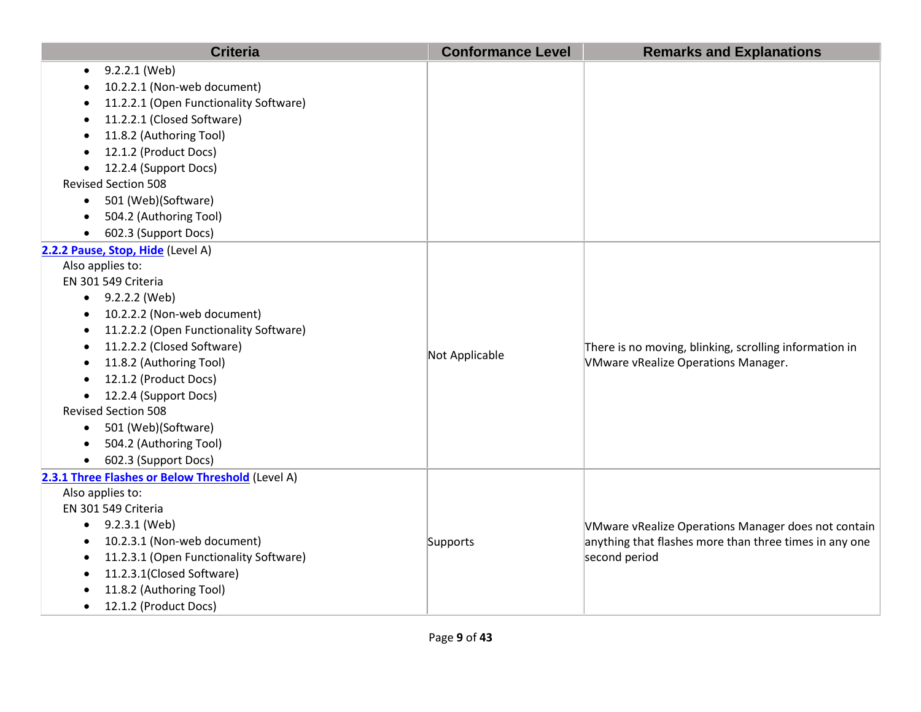| Criteria | Conformance Level | Remarks and Explanations |
|---|---|---|
| • 9.2.2.1 (Web)<br>• 10.2.2.1 (Non-web document)<br>• 11.2.2.1 (Open Functionality Software)<br>• 11.2.2.1 (Closed Software)<br>• 11.8.2 (Authoring Tool)<br>• 12.1.2 (Product Docs)<br>• 12.2.4 (Support Docs)<br>Revised Section 508<br>• 501 (Web)(Software)<br>• 504.2 (Authoring Tool)<br>• 602.3 (Support Docs) | | |
| **2.2.2 Pause, Stop, Hide** (Level A)<br>Also applies to:<br>EN 301 549 Criteria<br>• 9.2.2.2 (Web)<br>• 10.2.2.2 (Non-web document)<br>• 11.2.2.2 (Open Functionality Software)<br>• 11.2.2.2 (Closed Software)<br>• 11.8.2 (Authoring Tool)<br>• 12.1.2 (Product Docs)<br>• 12.2.4 (Support Docs)<br>Revised Section 508<br>• 501 (Web)(Software)<br>• 504.2 (Authoring Tool)<br>• 602.3 (Support Docs) | Not Applicable | There is no moving, blinking, scrolling information in VMware vRealize Operations Manager. |
| **2.3.1 Three Flashes or Below Threshold** (Level A)<br>Also applies to:<br>EN 301 549 Criteria<br>• 9.2.3.1 (Web)<br>• 10.2.3.1 (Non-web document)<br>• 11.2.3.1 (Open Functionality Software)<br>• 11.2.3.1(Closed Software)<br>• 11.8.2 (Authoring Tool)<br>• 12.1.2 (Product Docs) | Supports | VMware vRealize Operations Manager does not contain anything that flashes more than three times in any one second period |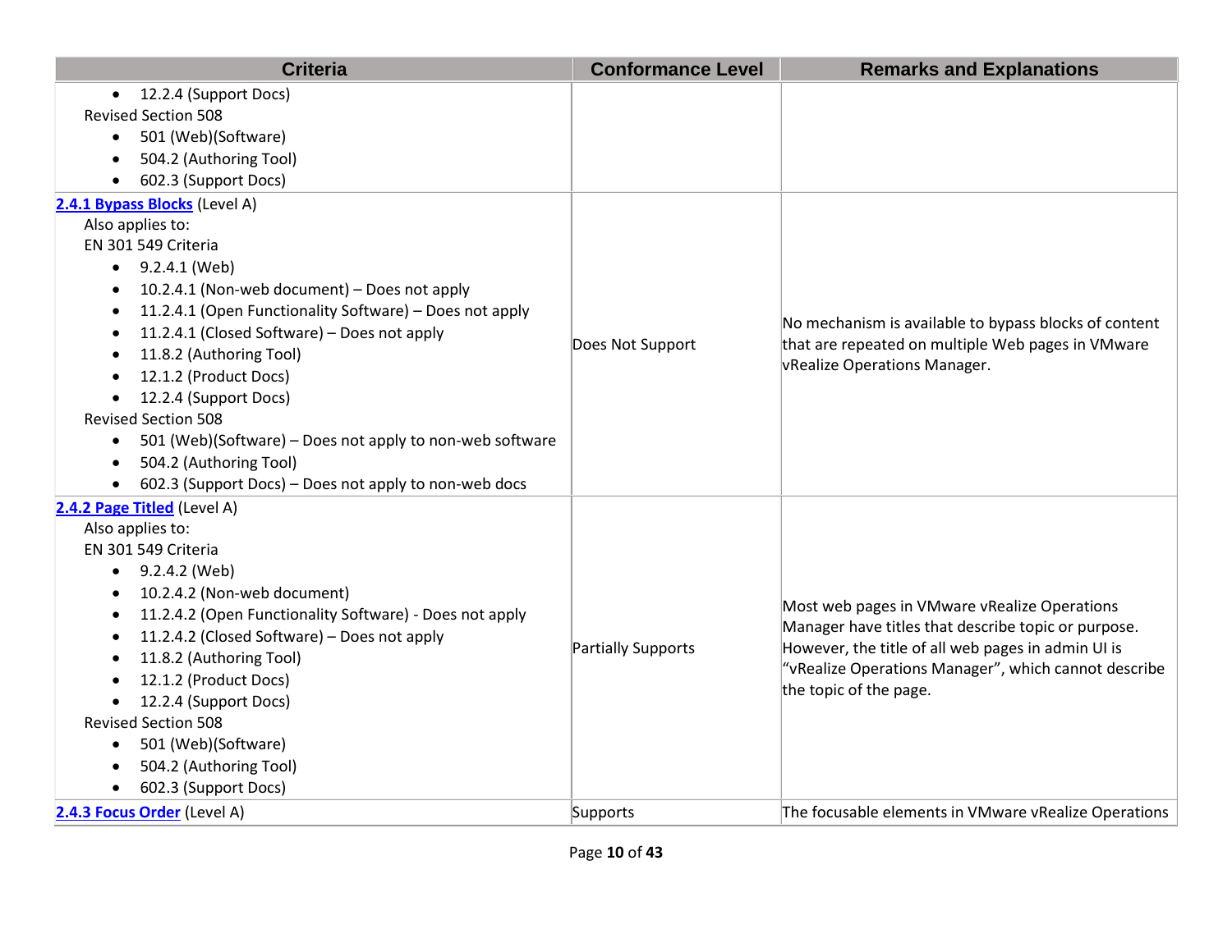| Criteria | Conformance Level | Remarks and Explanations |
| --- | --- | --- |
| <ul><li>12.2.4 (Support Docs)</li></ul>Revised Section 508<ul><li>501 (Web)(Software)</li><li>504.2 (Authoring Tool)</li><li>602.3 (Support Docs)</li></ul> | | |
| **2.4.1 Bypass Blocks** (Level A)<br>Also applies to:<br>EN 301 549 Criteria<ul><li>9.2.4.1 (Web)</li><li>10.2.4.1 (Non-web document) – Does not apply</li><li>11.2.4.1 (Open Functionality Software) – Does not apply</li><li>11.2.4.1 (Closed Software) – Does not apply</li><li>11.8.2 (Authoring Tool)</li><li>12.1.2 (Product Docs)</li><li>12.2.4 (Support Docs)</li></ul>Revised Section 508<ul><li>501 (Web)(Software) – Does not apply to non-web software</li><li>504.2 (Authoring Tool)</li><li>602.3 (Support Docs) – Does not apply to non-web docs</li></ul> | Does Not Support | No mechanism is available to bypass blocks of content that are repeated on multiple Web pages in VMware vRealize Operations Manager. |
| **2.4.2 Page Titled** (Level A)<br>Also applies to:<br>EN 301 549 Criteria<ul><li>9.2.4.2 (Web)</li><li>10.2.4.2 (Non-web document)</li><li>11.2.4.2 (Open Functionality Software) - Does not apply</li><li>11.2.4.2 (Closed Software) – Does not apply</li><li>11.8.2 (Authoring Tool)</li><li>12.1.2 (Product Docs)</li><li>12.2.4 (Support Docs)</li></ul>Revised Section 508<ul><li>501 (Web)(Software)</li><li>504.2 (Authoring Tool)</li><li>602.3 (Support Docs)</li></ul> | Partially Supports | Most web pages in VMware vRealize Operations Manager have titles that describe topic or purpose. However, the title of all web pages in admin UI is "vRealize Operations Manager", which cannot describe the topic of the page. |
| **2.4.3 Focus Order** (Level A) | Supports | The focusable elements in VMware vRealize Operations |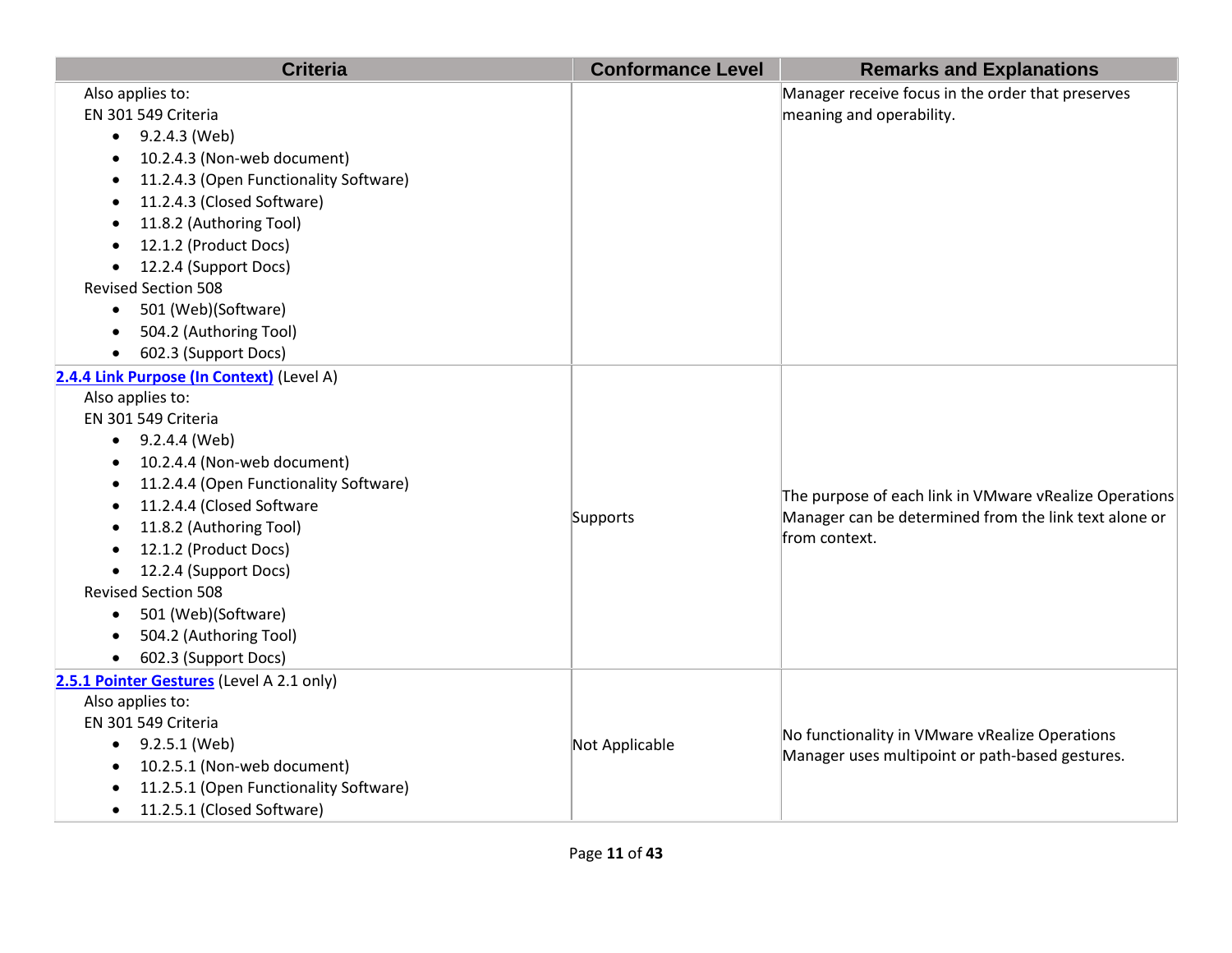| Criteria | Conformance Level | Remarks and Explanations |
| --- | --- | --- |
| Also applies to:<br>EN 301 549 Criteria<br>• 9.2.4.3 (Web)<br>• 10.2.4.3 (Non-web document)<br>• 11.2.4.3 (Open Functionality Software)<br>• 11.2.4.3 (Closed Software)<br>• 11.8.2 (Authoring Tool)<br>• 12.1.2 (Product Docs)<br>• 12.2.4 (Support Docs)<br>Revised Section 508<br>• 501 (Web)(Software)<br>• 504.2 (Authoring Tool)<br>• 602.3 (Support Docs) | | Manager receive focus in the order that preserves meaning and operability. |
| **[2.4.4 Link Purpose (In Context)]** (Level A)<br>Also applies to:<br>EN 301 549 Criteria<br>• 9.2.4.4 (Web)<br>• 10.2.4.4 (Non-web document)<br>• 11.2.4.4 (Open Functionality Software)<br>• 11.2.4.4 (Closed Software<br>• 11.8.2 (Authoring Tool)<br>• 12.1.2 (Product Docs)<br>• 12.2.4 (Support Docs)<br>Revised Section 508<br>• 501 (Web)(Software)<br>• 504.2 (Authoring Tool)<br>• 602.3 (Support Docs) | Supports | The purpose of each link in VMware vRealize Operations Manager can be determined from the link text alone or from context. |
| **[2.5.1 Pointer Gestures]** (Level A 2.1 only)<br>Also applies to:<br>EN 301 549 Criteria<br>• 9.2.5.1 (Web)<br>• 10.2.5.1 (Non-web document)<br>• 11.2.5.1 (Open Functionality Software)<br>• 11.2.5.1 (Closed Software) | Not Applicable | No functionality in VMware vRealize Operations Manager uses multipoint or path-based gestures. |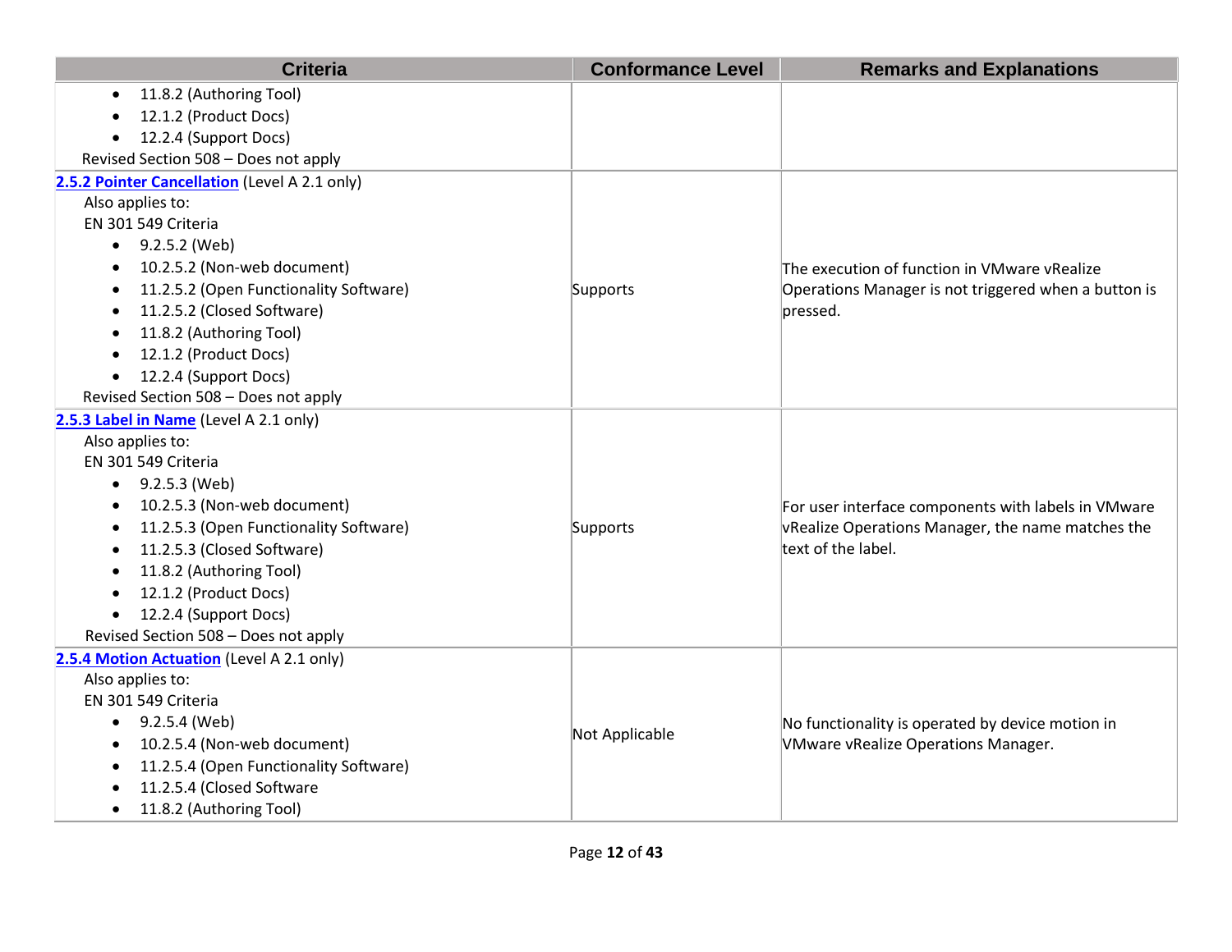| Criteria | Conformance Level | Remarks and Explanations |
|---|---|---|
| <ul><li>11.8.2 (Authoring Tool)</li><li>12.1.2 (Product Docs)</li><li>12.2.4 (Support Docs)</li></ul>Revised Section 508 – Does not apply | | |
| **2.5.2 Pointer Cancellation** (Level A 2.1 only)<br>Also applies to:<br>EN 301 549 Criteria<ul><li>9.2.5.2 (Web)</li><li>10.2.5.2 (Non-web document)</li><li>11.2.5.2 (Open Functionality Software)</li><li>11.2.5.2 (Closed Software)</li><li>11.8.2 (Authoring Tool)</li><li>12.1.2 (Product Docs)</li><li>12.2.4 (Support Docs)</li></ul>Revised Section 508 – Does not apply | Supports | The execution of function in VMware vRealize Operations Manager is not triggered when a button is pressed. |
| **2.5.3 Label in Name** (Level A 2.1 only)<br>Also applies to:<br>EN 301 549 Criteria<ul><li>9.2.5.3 (Web)</li><li>10.2.5.3 (Non-web document)</li><li>11.2.5.3 (Open Functionality Software)</li><li>11.2.5.3 (Closed Software)</li><li>11.8.2 (Authoring Tool)</li><li>12.1.2 (Product Docs)</li><li>12.2.4 (Support Docs)</li></ul>Revised Section 508 – Does not apply | Supports | For user interface components with labels in VMware vRealize Operations Manager, the name matches the text of the label. |
| **2.5.4 Motion Actuation** (Level A 2.1 only)<br>Also applies to:<br>EN 301 549 Criteria<ul><li>9.2.5.4 (Web)</li><li>10.2.5.4 (Non-web document)</li><li>11.2.5.4 (Open Functionality Software)</li><li>11.2.5.4 (Closed Software</li><li>11.8.2 (Authoring Tool)</li></ul> | Not Applicable | No functionality is operated by device motion in VMware vRealize Operations Manager. |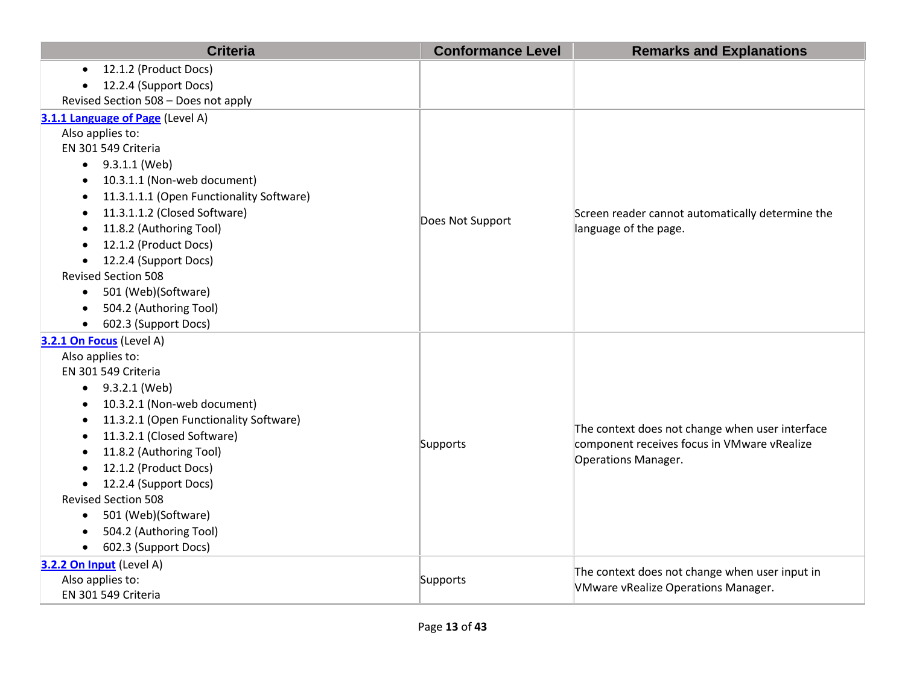| Criteria | Conformance Level | Remarks and Explanations |
|---|---|---|
| • 12.1.2 (Product Docs)<br>• 12.2.4 (Support Docs)<br>Revised Section 508 – Does not apply | | |
| **3.1.1 Language of Page** (Level A)<br>Also applies to:<br>EN 301 549 Criteria<br>• 9.3.1.1 (Web)<br>• 10.3.1.1 (Non-web document)<br>• 11.3.1.1.1 (Open Functionality Software)<br>• 11.3.1.1.2 (Closed Software)<br>• 11.8.2 (Authoring Tool)<br>• 12.1.2 (Product Docs)<br>• 12.2.4 (Support Docs)<br>Revised Section 508<br>• 501 (Web)(Software)<br>• 504.2 (Authoring Tool)<br>• 602.3 (Support Docs) | Does Not Support | Screen reader cannot automatically determine the language of the page. |
| **3.2.1 On Focus** (Level A)<br>Also applies to:<br>EN 301 549 Criteria<br>• 9.3.2.1 (Web)<br>• 10.3.2.1 (Non-web document)<br>• 11.3.2.1 (Open Functionality Software)<br>• 11.3.2.1 (Closed Software)<br>• 11.8.2 (Authoring Tool)<br>• 12.1.2 (Product Docs)<br>• 12.2.4 (Support Docs)<br>Revised Section 508<br>• 501 (Web)(Software)<br>• 504.2 (Authoring Tool)<br>• 602.3 (Support Docs) | Supports | The context does not change when user interface component receives focus in VMware vRealize Operations Manager. |
| **3.2.2 On Input** (Level A)<br>Also applies to:<br>EN 301 549 Criteria | Supports | The context does not change when user input in VMware vRealize Operations Manager. |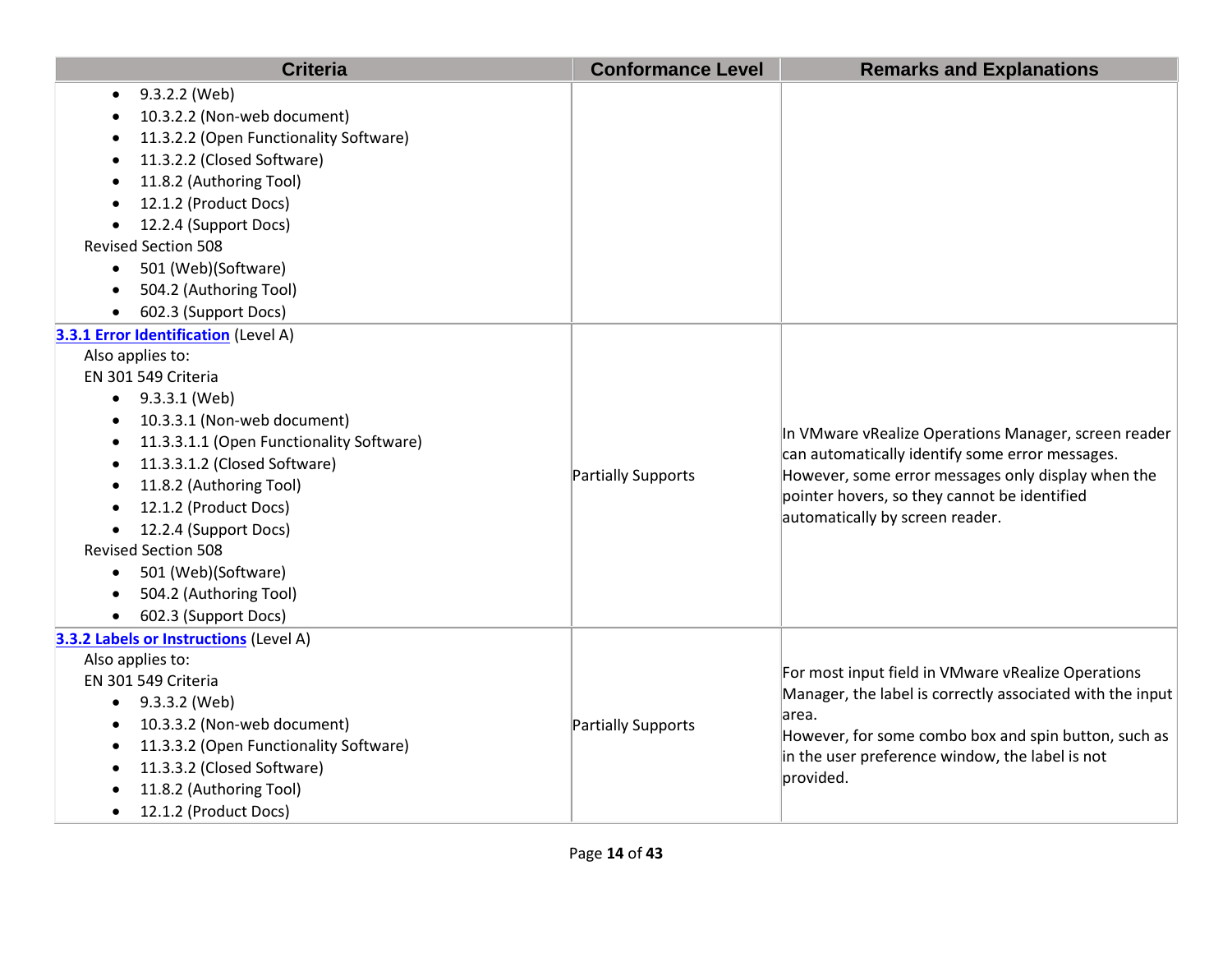| Criteria | Conformance Level | Remarks and Explanations |
| --- | --- | --- |
| • 9.3.2.2 (Web)<br>• 10.3.2.2 (Non-web document)<br>• 11.3.2.2 (Open Functionality Software)<br>• 11.3.2.2 (Closed Software)<br>• 11.8.2 (Authoring Tool)<br>• 12.1.2 (Product Docs)<br>• 12.2.4 (Support Docs)<br>Revised Section 508<br>• 501 (Web)(Software)<br>• 504.2 (Authoring Tool)<br>• 602.3 (Support Docs) | | |
| **3.3.1 Error Identification** (Level A)<br>Also applies to:<br>EN 301 549 Criteria<br>• 9.3.3.1 (Web)<br>• 10.3.3.1 (Non-web document)<br>• 11.3.3.1.1 (Open Functionality Software)<br>• 11.3.3.1.2 (Closed Software)<br>• 11.8.2 (Authoring Tool)<br>• 12.1.2 (Product Docs)<br>• 12.2.4 (Support Docs)<br>Revised Section 508<br>• 501 (Web)(Software)<br>• 504.2 (Authoring Tool)<br>• 602.3 (Support Docs) | Partially Supports | In VMware vRealize Operations Manager, screen reader can automatically identify some error messages. However, some error messages only display when the pointer hovers, so they cannot be identified automatically by screen reader. |
| **3.3.2 Labels or Instructions** (Level A)<br>Also applies to:<br>EN 301 549 Criteria<br>• 9.3.3.2 (Web)<br>• 10.3.3.2 (Non-web document)<br>• 11.3.3.2 (Open Functionality Software)<br>• 11.3.3.2 (Closed Software)<br>• 11.8.2 (Authoring Tool)<br>• 12.1.2 (Product Docs) | Partially Supports | For most input field in VMware vRealize Operations Manager, the label is correctly associated with the input area.<br>However, for some combo box and spin button, such as in the user preference window, the label is not provided. |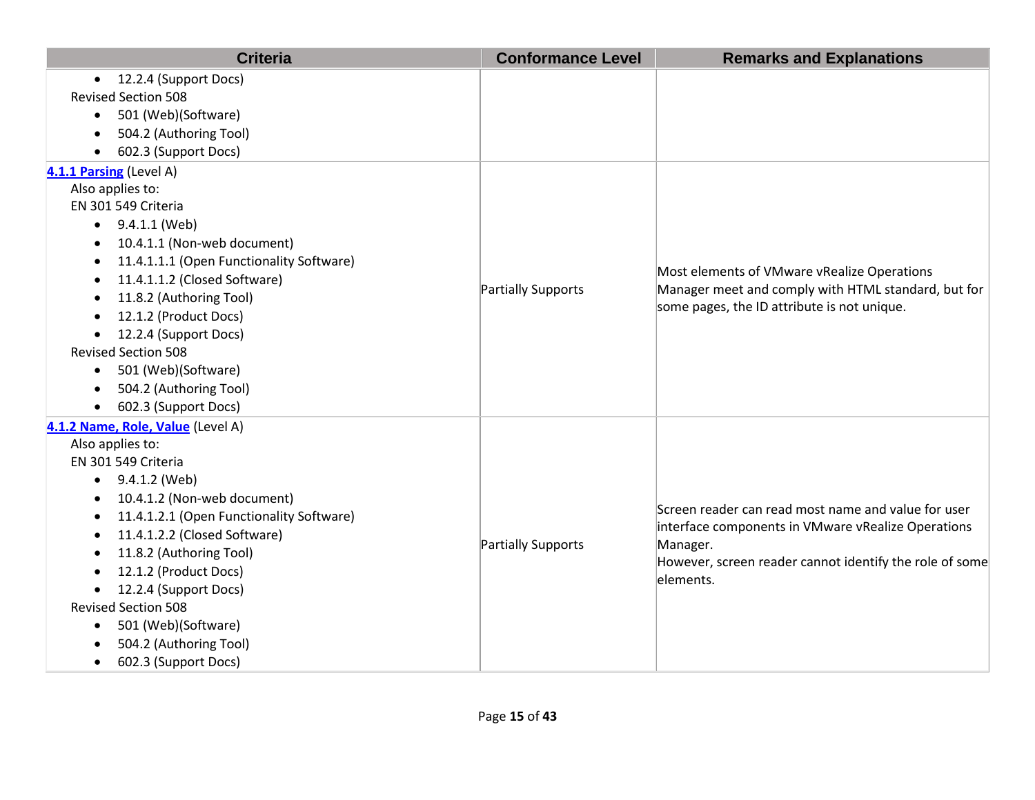| Criteria | Conformance Level | Remarks and Explanations |
|---|---|---|
| <ul><li>12.2.4 (Support Docs)</li></ul>Revised Section 508<ul><li>501 (Web)(Software)</li><li>504.2 (Authoring Tool)</li><li>602.3 (Support Docs)</li></ul> | | |
| **[4.1.1 Parsing](#)** (Level A)<br>Also applies to:<br>EN 301 549 Criteria<ul><li>9.4.1.1 (Web)</li><li>10.4.1.1 (Non-web document)</li><li>11.4.1.1.1 (Open Functionality Software)</li><li>11.4.1.1.2 (Closed Software)</li><li>11.8.2 (Authoring Tool)</li><li>12.1.2 (Product Docs)</li><li>12.2.4 (Support Docs)</li></ul>Revised Section 508<ul><li>501 (Web)(Software)</li><li>504.2 (Authoring Tool)</li><li>602.3 (Support Docs)</li></ul> | Partially Supports | Most elements of VMware vRealize Operations Manager meet and comply with HTML standard, but for some pages, the ID attribute is not unique. |
| **[4.1.2 Name, Role, Value](#)** (Level A)<br>Also applies to:<br>EN 301 549 Criteria<ul><li>9.4.1.2 (Web)</li><li>10.4.1.2 (Non-web document)</li><li>11.4.1.2.1 (Open Functionality Software)</li><li>11.4.1.2.2 (Closed Software)</li><li>11.8.2 (Authoring Tool)</li><li>12.1.2 (Product Docs)</li><li>12.2.4 (Support Docs)</li></ul>Revised Section 508<ul><li>501 (Web)(Software)</li><li>504.2 (Authoring Tool)</li><li>602.3 (Support Docs)</li></ul> | Partially Supports | Screen reader can read most name and value for user interface components in VMware vRealize Operations Manager.<br>However, screen reader cannot identify the role of some elements. |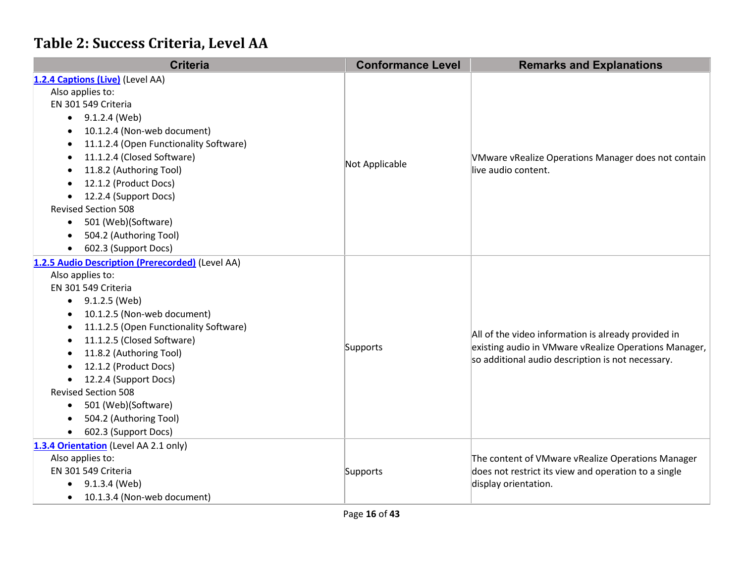## Table 2: Success Criteria, Level AA

| Criteria | Conformance Level | Remarks and Explanations |
|---|---|---|
| [1.2.4 Captions (Live)](#) (Level AA)<br>Also applies to:<br>EN 301 549 Criteria<br>• 9.1.2.4 (Web)<br>• 10.1.2.4 (Non-web document)<br>• 11.1.2.4 (Open Functionality Software)<br>• 11.1.2.4 (Closed Software)<br>• 11.8.2 (Authoring Tool)<br>• 12.1.2 (Product Docs)<br>• 12.2.4 (Support Docs)<br>Revised Section 508<br>• 501 (Web)(Software)<br>• 504.2 (Authoring Tool)<br>• 602.3 (Support Docs) | Not Applicable | VMware vRealize Operations Manager does not contain live audio content. |
| [1.2.5 Audio Description (Prerecorded)](#) (Level AA)<br>Also applies to:<br>EN 301 549 Criteria<br>• 9.1.2.5 (Web)<br>• 10.1.2.5 (Non-web document)<br>• 11.1.2.5 (Open Functionality Software)<br>• 11.1.2.5 (Closed Software)<br>• 11.8.2 (Authoring Tool)<br>• 12.1.2 (Product Docs)<br>• 12.2.4 (Support Docs)<br>Revised Section 508<br>• 501 (Web)(Software)<br>• 504.2 (Authoring Tool)<br>• 602.3 (Support Docs) | Supports | All of the video information is already provided in existing audio in VMware vRealize Operations Manager, so additional audio description is not necessary. |
| [1.3.4 Orientation](#) (Level AA 2.1 only)<br>Also applies to:<br>EN 301 549 Criteria<br>• 9.1.3.4 (Web)<br>• 10.1.3.4 (Non-web document) | Supports | The content of VMware vRealize Operations Manager does not restrict its view and operation to a single display orientation. |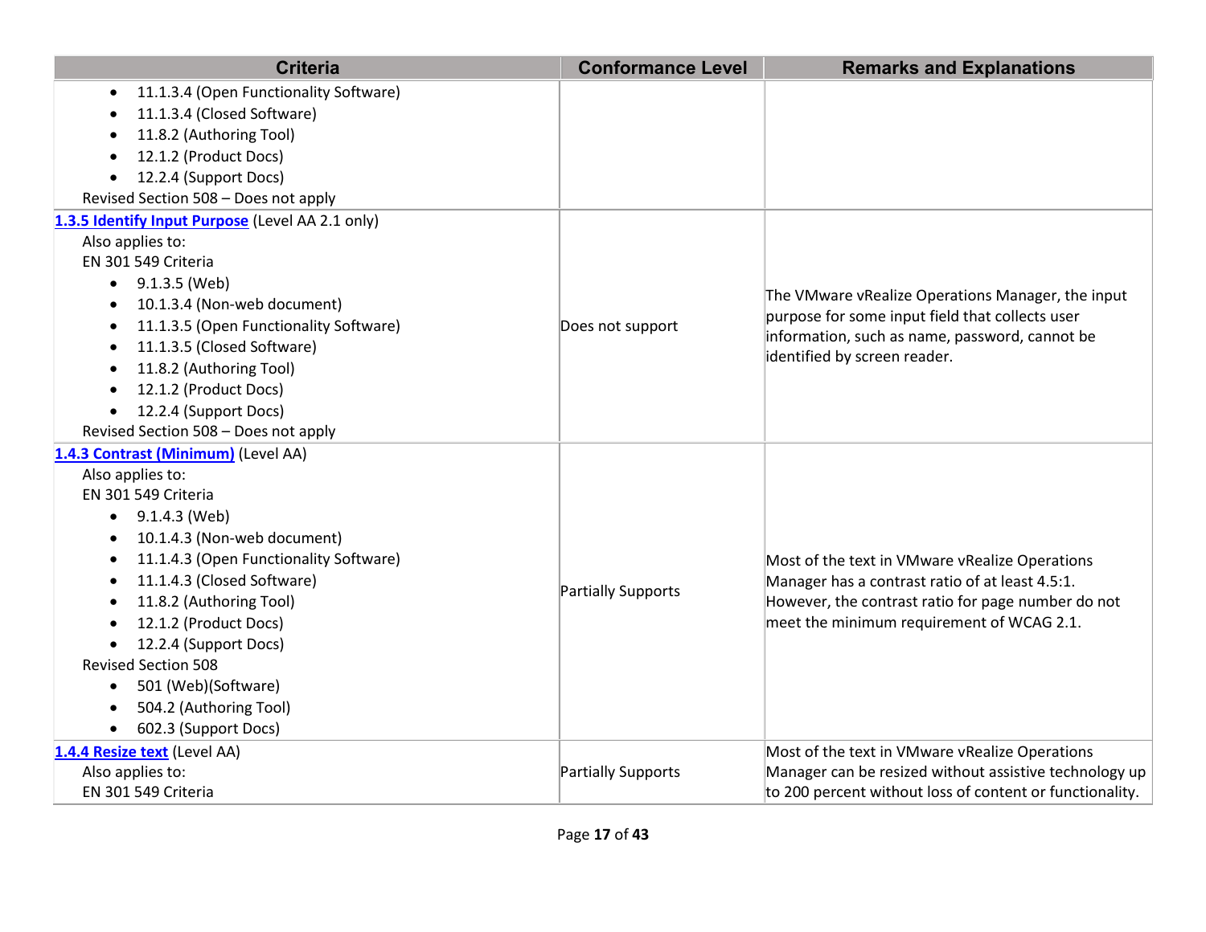| Criteria | Conformance Level | Remarks and Explanations |
|---|---|---|
| • 11.1.3.4 (Open Functionality Software)<br>• 11.1.3.4 (Closed Software)<br>• 11.8.2 (Authoring Tool)<br>• 12.1.2 (Product Docs)<br>• 12.2.4 (Support Docs)<br>Revised Section 508 – Does not apply | | |
| **[1.3.5 Identify Input Purpose](#)** (Level AA 2.1 only)<br>Also applies to:<br>EN 301 549 Criteria<br>• 9.1.3.5 (Web)<br>• 10.1.3.4 (Non-web document)<br>• 11.1.3.5 (Open Functionality Software)<br>• 11.1.3.5 (Closed Software)<br>• 11.8.2 (Authoring Tool)<br>• 12.1.2 (Product Docs)<br>• 12.2.4 (Support Docs)<br>Revised Section 508 – Does not apply | Does not support | The VMware vRealize Operations Manager, the input purpose for some input field that collects user information, such as name, password, cannot be identified by screen reader. |
| **[1.4.3 Contrast (Minimum)](#)** (Level AA)<br>Also applies to:<br>EN 301 549 Criteria<br>• 9.1.4.3 (Web)<br>• 10.1.4.3 (Non-web document)<br>• 11.1.4.3 (Open Functionality Software)<br>• 11.1.4.3 (Closed Software)<br>• 11.8.2 (Authoring Tool)<br>• 12.1.2 (Product Docs)<br>• 12.2.4 (Support Docs)<br>Revised Section 508<br>• 501 (Web)(Software)<br>• 504.2 (Authoring Tool)<br>• 602.3 (Support Docs) | Partially Supports | Most of the text in VMware vRealize Operations Manager has a contrast ratio of at least 4.5:1. However, the contrast ratio for page number do not meet the minimum requirement of WCAG 2.1. |
| **[1.4.4 Resize text](#)** (Level AA)<br>Also applies to:<br>EN 301 549 Criteria | Partially Supports | Most of the text in VMware vRealize Operations Manager can be resized without assistive technology up to 200 percent without loss of content or functionality. |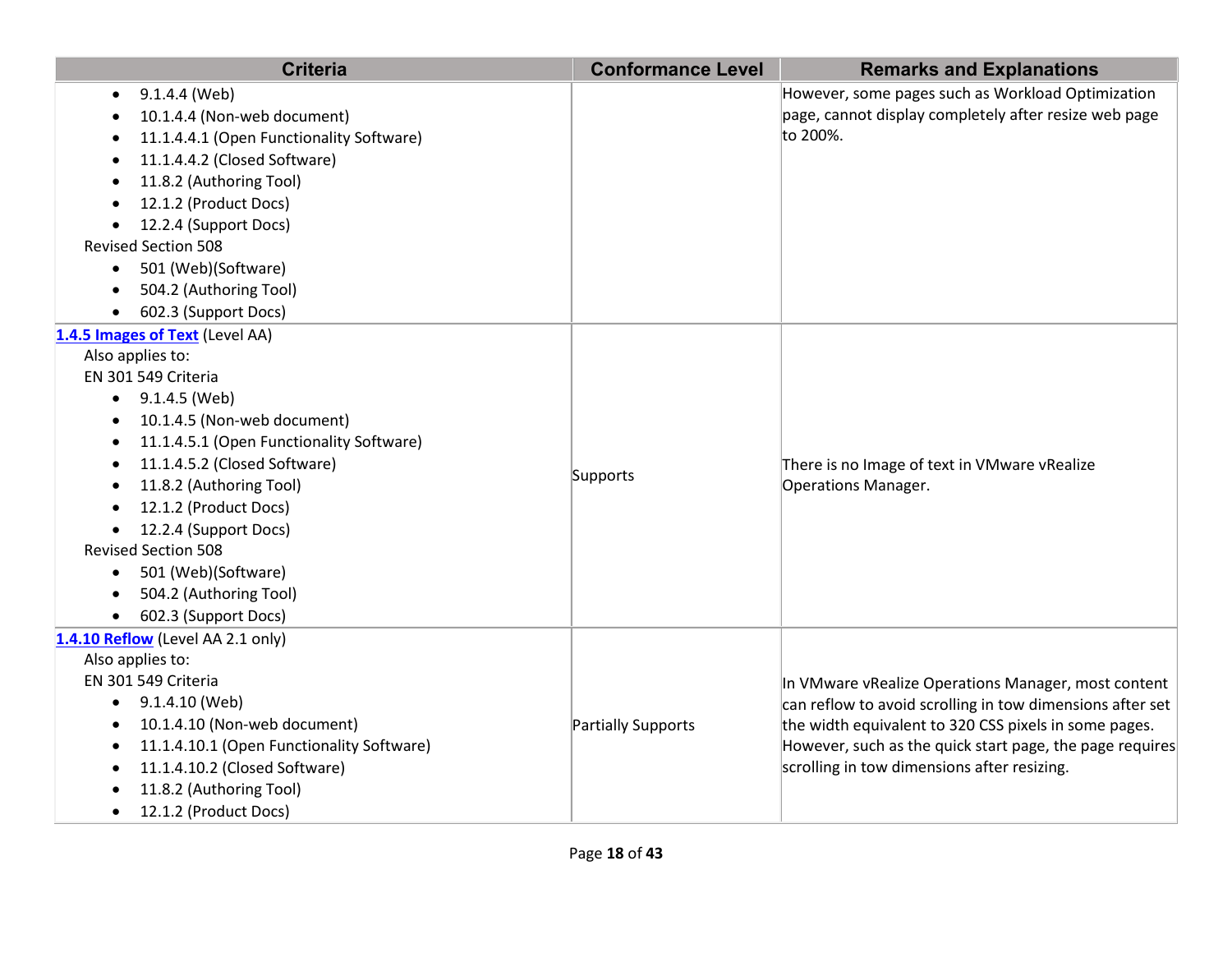| Criteria | Conformance Level | Remarks and Explanations |
|---|---|---|
| • 9.1.4.4 (Web)<br>• 10.1.4.4 (Non-web document)<br>• 11.1.4.4.1 (Open Functionality Software)<br>• 11.1.4.4.2 (Closed Software)<br>• 11.8.2 (Authoring Tool)<br>• 12.1.2 (Product Docs)<br>• 12.2.4 (Support Docs)<br>Revised Section 508<br>• 501 (Web)(Software)<br>• 504.2 (Authoring Tool)<br>• 602.3 (Support Docs) | | However, some pages such as Workload Optimization page, cannot display completely after resize web page to 200%. |
| **1.4.5 Images of Text** (Level AA)<br>Also applies to:<br>EN 301 549 Criteria<br>• 9.1.4.5 (Web)<br>• 10.1.4.5 (Non-web document)<br>• 11.1.4.5.1 (Open Functionality Software)<br>• 11.1.4.5.2 (Closed Software)<br>• 11.8.2 (Authoring Tool)<br>• 12.1.2 (Product Docs)<br>• 12.2.4 (Support Docs)<br>Revised Section 508<br>• 501 (Web)(Software)<br>• 504.2 (Authoring Tool)<br>• 602.3 (Support Docs) | Supports | There is no Image of text in VMware vRealize Operations Manager. |
| **1.4.10 Reflow** (Level AA 2.1 only)<br>Also applies to:<br>EN 301 549 Criteria<br>• 9.1.4.10 (Web)<br>• 10.1.4.10 (Non-web document)<br>• 11.1.4.10.1 (Open Functionality Software)<br>• 11.1.4.10.2 (Closed Software)<br>• 11.8.2 (Authoring Tool)<br>• 12.1.2 (Product Docs) | Partially Supports | In VMware vRealize Operations Manager, most content can reflow to avoid scrolling in tow dimensions after set the width equivalent to 320 CSS pixels in some pages. However, such as the quick start page, the page requires scrolling in tow dimensions after resizing. |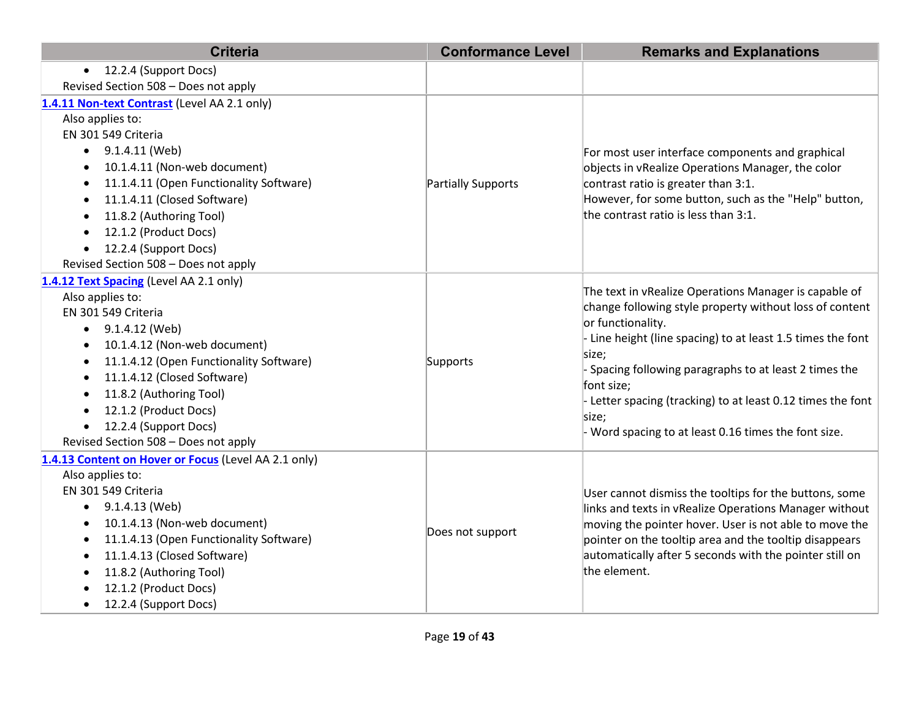| Criteria | Conformance Level | Remarks and Explanations |
|---|---|---|
| • 12.2.4 (Support Docs)<br>Revised Section 508 – Does not apply | | |
| **1.4.11 Non-text Contrast** (Level AA 2.1 only)<br>Also applies to:<br>EN 301 549 Criteria<br>• 9.1.4.11 (Web)<br>• 10.1.4.11 (Non-web document)<br>• 11.1.4.11 (Open Functionality Software)<br>• 11.1.4.11 (Closed Software)<br>• 11.8.2 (Authoring Tool)<br>• 12.1.2 (Product Docs)<br>• 12.2.4 (Support Docs)<br>Revised Section 508 – Does not apply | Partially Supports | For most user interface components and graphical objects in vRealize Operations Manager, the color contrast ratio is greater than 3:1.<br>However, for some button, such as the "Help" button, the contrast ratio is less than 3:1. |
| **1.4.12 Text Spacing** (Level AA 2.1 only)<br>Also applies to:<br>EN 301 549 Criteria<br>• 9.1.4.12 (Web)<br>• 10.1.4.12 (Non-web document)<br>• 11.1.4.12 (Open Functionality Software)<br>• 11.1.4.12 (Closed Software)<br>• 11.8.2 (Authoring Tool)<br>• 12.1.2 (Product Docs)<br>• 12.2.4 (Support Docs)<br>Revised Section 508 – Does not apply | Supports | The text in vRealize Operations Manager is capable of change following style property without loss of content or functionality.<br>- Line height (line spacing) to at least 1.5 times the font size;<br>- Spacing following paragraphs to at least 2 times the font size;<br>- Letter spacing (tracking) to at least 0.12 times the font size;<br>- Word spacing to at least 0.16 times the font size. |
| **1.4.13 Content on Hover or Focus** (Level AA 2.1 only)<br>Also applies to:<br>EN 301 549 Criteria<br>• 9.1.4.13 (Web)<br>• 10.1.4.13 (Non-web document)<br>• 11.1.4.13 (Open Functionality Software)<br>• 11.1.4.13 (Closed Software)<br>• 11.8.2 (Authoring Tool)<br>• 12.1.2 (Product Docs)<br>• 12.2.4 (Support Docs) | Does not support | User cannot dismiss the tooltips for the buttons, some links and texts in vRealize Operations Manager without moving the pointer hover. User is not able to move the pointer on the tooltip area and the tooltip disappears automatically after 5 seconds with the pointer still on the element. |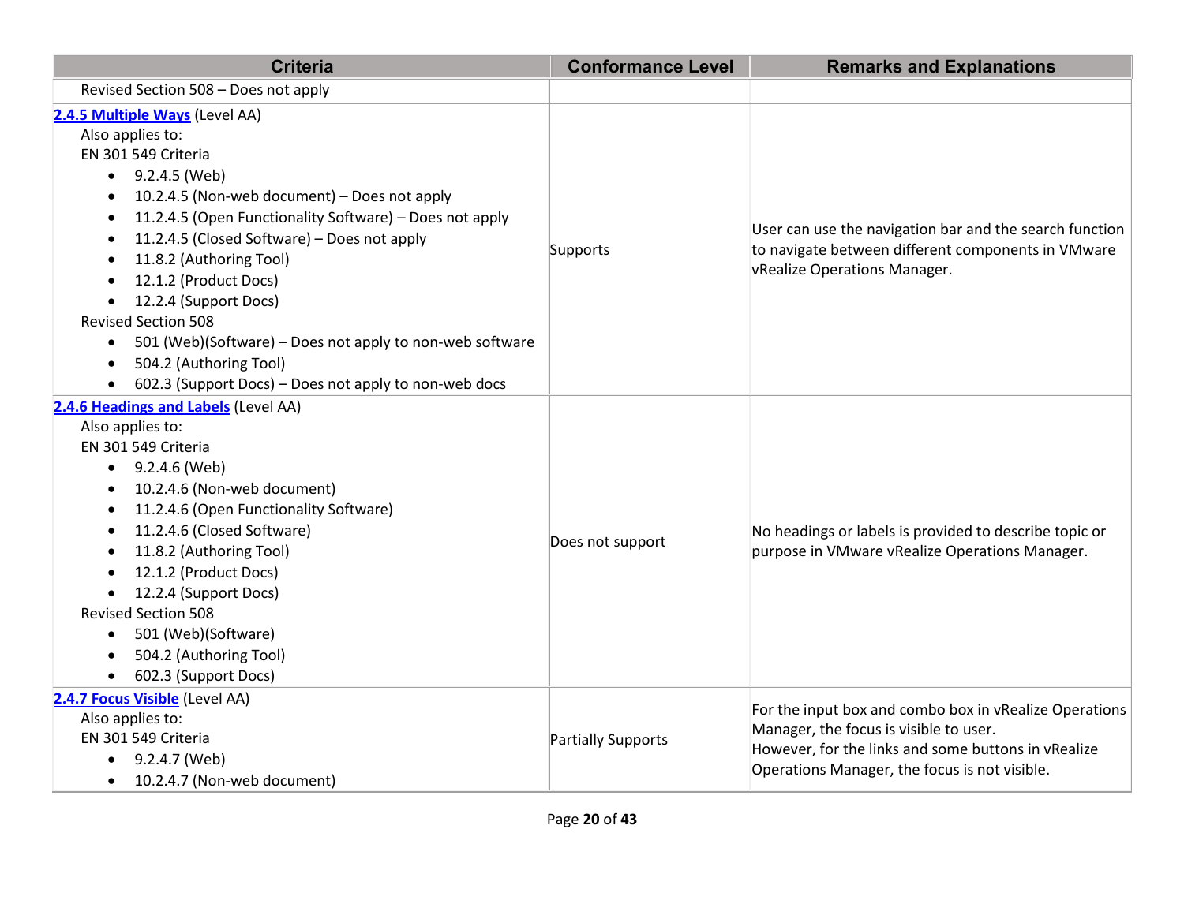| Criteria | Conformance Level | Remarks and Explanations |
|---|---|---|
| Revised Section 508 – Does not apply | | |
| **2.4.5 Multiple Ways** (Level AA)<br>Also applies to:<br>EN 301 549 Criteria<br>• 9.2.4.5 (Web)<br>• 10.2.4.5 (Non-web document) – Does not apply<br>• 11.2.4.5 (Open Functionality Software) – Does not apply<br>• 11.2.4.5 (Closed Software) – Does not apply<br>• 11.8.2 (Authoring Tool)<br>• 12.1.2 (Product Docs)<br>• 12.2.4 (Support Docs)<br>Revised Section 508<br>• 501 (Web)(Software) – Does not apply to non-web software<br>• 504.2 (Authoring Tool)<br>• 602.3 (Support Docs) – Does not apply to non-web docs | Supports | User can use the navigation bar and the search function to navigate between different components in VMware vRealize Operations Manager. |
| **2.4.6 Headings and Labels** (Level AA)<br>Also applies to:<br>EN 301 549 Criteria<br>• 9.2.4.6 (Web)<br>• 10.2.4.6 (Non-web document)<br>• 11.2.4.6 (Open Functionality Software)<br>• 11.2.4.6 (Closed Software)<br>• 11.8.2 (Authoring Tool)<br>• 12.1.2 (Product Docs)<br>• 12.2.4 (Support Docs)<br>Revised Section 508<br>• 501 (Web)(Software)<br>• 504.2 (Authoring Tool)<br>• 602.3 (Support Docs) | Does not support | No headings or labels is provided to describe topic or purpose in VMware vRealize Operations Manager. |
| **2.4.7 Focus Visible** (Level AA)<br>Also applies to:<br>EN 301 549 Criteria<br>• 9.2.4.7 (Web)<br>• 10.2.4.7 (Non-web document) | Partially Supports | For the input box and combo box in vRealize Operations Manager, the focus is visible to user.<br>However, for the links and some buttons in vRealize Operations Manager, the focus is not visible. |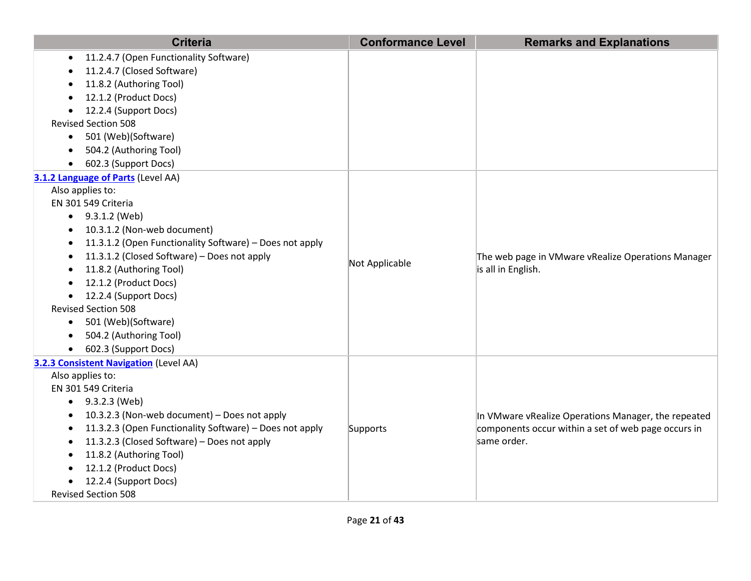| Criteria | Conformance Level | Remarks and Explanations |
|---|---|---|
| • 11.2.4.7 (Open Functionality Software)<br>• 11.2.4.7 (Closed Software)<br>• 11.8.2 (Authoring Tool)<br>• 12.1.2 (Product Docs)<br>• 12.2.4 (Support Docs)<br>Revised Section 508<br>• 501 (Web)(Software)<br>• 504.2 (Authoring Tool)<br>• 602.3 (Support Docs) | | |
| **3.1.2 Language of Parts** (Level AA)<br>Also applies to:<br>EN 301 549 Criteria<br>• 9.3.1.2 (Web)<br>• 10.3.1.2 (Non-web document)<br>• 11.3.1.2 (Open Functionality Software) – Does not apply<br>• 11.3.1.2 (Closed Software) – Does not apply<br>• 11.8.2 (Authoring Tool)<br>• 12.1.2 (Product Docs)<br>• 12.2.4 (Support Docs)<br>Revised Section 508<br>• 501 (Web)(Software)<br>• 504.2 (Authoring Tool)<br>• 602.3 (Support Docs) | Not Applicable | The web page in VMware vRealize Operations Manager is all in English. |
| **3.2.3 Consistent Navigation** (Level AA)<br>Also applies to:<br>EN 301 549 Criteria<br>• 9.3.2.3 (Web)<br>• 10.3.2.3 (Non-web document) – Does not apply<br>• 11.3.2.3 (Open Functionality Software) – Does not apply<br>• 11.3.2.3 (Closed Software) – Does not apply<br>• 11.8.2 (Authoring Tool)<br>• 12.1.2 (Product Docs)<br>• 12.2.4 (Support Docs)<br>Revised Section 508 | Supports | In VMware vRealize Operations Manager, the repeated components occur within a set of web page occurs in same order. |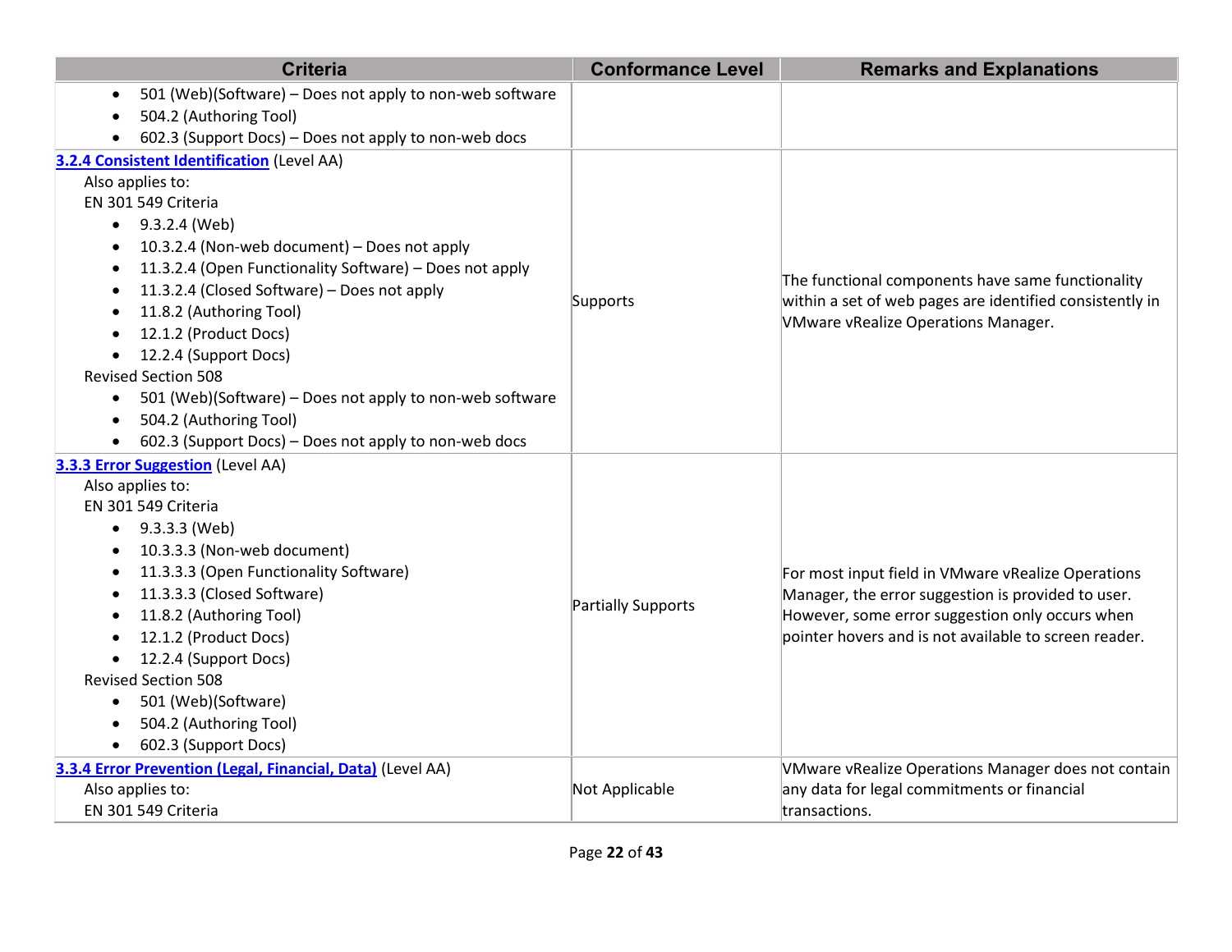| Criteria | Conformance Level | Remarks and Explanations |
|---|---|---|
| • 501 (Web)(Software) – Does not apply to non-web software<br>• 504.2 (Authoring Tool)<br>• 602.3 (Support Docs) – Does not apply to non-web docs | | |
| **[3.2.4 Consistent Identification](#)** (Level AA)<br>Also applies to:<br>EN 301 549 Criteria<br>• 9.3.2.4 (Web)<br>• 10.3.2.4 (Non-web document) – Does not apply<br>• 11.3.2.4 (Open Functionality Software) – Does not apply<br>• 11.3.2.4 (Closed Software) – Does not apply<br>• 11.8.2 (Authoring Tool)<br>• 12.1.2 (Product Docs)<br>• 12.2.4 (Support Docs)<br>Revised Section 508<br>• 501 (Web)(Software) – Does not apply to non-web software<br>• 504.2 (Authoring Tool)<br>• 602.3 (Support Docs) – Does not apply to non-web docs | Supports | The functional components have same functionality within a set of web pages are identified consistently in VMware vRealize Operations Manager. |
| **[3.3.3 Error Suggestion](#)** (Level AA)<br>Also applies to:<br>EN 301 549 Criteria<br>• 9.3.3.3 (Web)<br>• 10.3.3.3 (Non-web document)<br>• 11.3.3.3 (Open Functionality Software)<br>• 11.3.3.3 (Closed Software)<br>• 11.8.2 (Authoring Tool)<br>• 12.1.2 (Product Docs)<br>• 12.2.4 (Support Docs)<br>Revised Section 508<br>• 501 (Web)(Software)<br>• 504.2 (Authoring Tool)<br>• 602.3 (Support Docs) | Partially Supports | For most input field in VMware vRealize Operations Manager, the error suggestion is provided to user. However, some error suggestion only occurs when pointer hovers and is not available to screen reader. |
| **[3.3.4 Error Prevention (Legal, Financial, Data)](#)** (Level AA)<br>Also applies to:<br>EN 301 549 Criteria | Not Applicable | VMware vRealize Operations Manager does not contain any data for legal commitments or financial transactions. |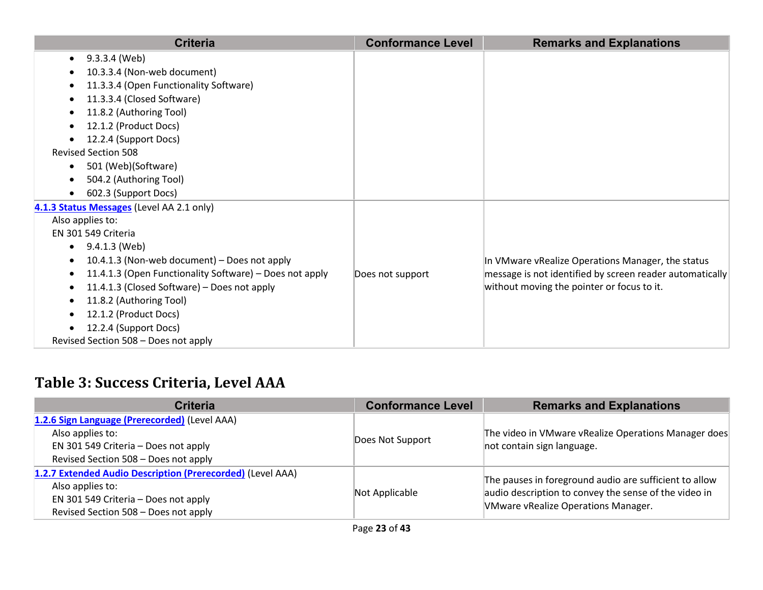| Criteria | Conformance Level | Remarks and Explanations |
|---|---|---|
| <ul><li>9.3.3.4 (Web)</li><li>10.3.3.4 (Non-web document)</li><li>11.3.3.4 (Open Functionality Software)</li><li>11.3.3.4 (Closed Software)</li><li>11.8.2 (Authoring Tool)</li><li>12.1.2 (Product Docs)</li><li>12.2.4 (Support Docs)</li></ul>Revised Section 508<ul><li>501 (Web)(Software)</li><li>504.2 (Authoring Tool)</li><li>602.3 (Support Docs)</li></ul> | | |
| **4.1.3 Status Messages** (Level AA 2.1 only)<br>Also applies to:<br>EN 301 549 Criteria<ul><li>9.4.1.3 (Web)</li><li>10.4.1.3 (Non-web document) – Does not apply</li><li>11.4.1.3 (Open Functionality Software) – Does not apply</li><li>11.4.1.3 (Closed Software) – Does not apply</li><li>11.8.2 (Authoring Tool)</li><li>12.1.2 (Product Docs)</li><li>12.2.4 (Support Docs)</li></ul>Revised Section 508 – Does not apply | Does not support | In VMware vRealize Operations Manager, the status message is not identified by screen reader automatically without moving the pointer or focus to it. |

## Table 3: Success Criteria, Level AAA

| Criteria | Conformance Level | Remarks and Explanations |
|---|---|---|
| **1.2.6 Sign Language (Prerecorded)** (Level AAA)<br>Also applies to:<br>EN 301 549 Criteria – Does not apply<br>Revised Section 508 – Does not apply | Does Not Support | The video in VMware vRealize Operations Manager does not contain sign language. |
| **1.2.7 Extended Audio Description (Prerecorded)** (Level AAA)<br>Also applies to:<br>EN 301 549 Criteria – Does not apply<br>Revised Section 508 – Does not apply | Not Applicable | The pauses in foreground audio are sufficient to allow audio description to convey the sense of the video in VMware vRealize Operations Manager. |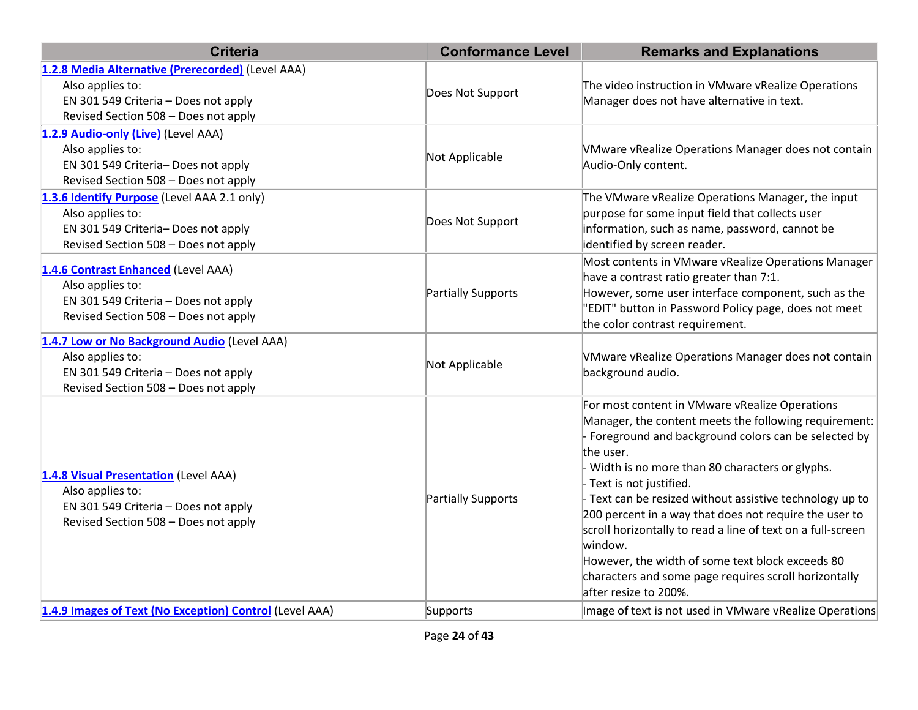| Criteria | Conformance Level | Remarks and Explanations |
|---|---|---|
| **1.2.8 Media Alternative (Prerecorded)** (Level AAA)<br>Also applies to:<br>EN 301 549 Criteria – Does not apply<br>Revised Section 508 – Does not apply | Does Not Support | The video instruction in VMware vRealize Operations Manager does not have alternative in text. |
| **1.2.9 Audio-only (Live)** (Level AAA)<br>Also applies to:<br>EN 301 549 Criteria– Does not apply<br>Revised Section 508 – Does not apply | Not Applicable | VMware vRealize Operations Manager does not contain Audio-Only content. |
| **1.3.6 Identify Purpose** (Level AAA 2.1 only)<br>Also applies to:<br>EN 301 549 Criteria– Does not apply<br>Revised Section 508 – Does not apply | Does Not Support | The VMware vRealize Operations Manager, the input purpose for some input field that collects user information, such as name, password, cannot be identified by screen reader. |
| **1.4.6 Contrast Enhanced** (Level AAA)<br>Also applies to:<br>EN 301 549 Criteria – Does not apply<br>Revised Section 508 – Does not apply | Partially Supports | Most contents in VMware vRealize Operations Manager have a contrast ratio greater than 7:1.<br>However, some user interface component, such as the "EDIT" button in Password Policy page, does not meet the color contrast requirement. |
| **1.4.7 Low or No Background Audio** (Level AAA)<br>Also applies to:<br>EN 301 549 Criteria – Does not apply<br>Revised Section 508 – Does not apply | Not Applicable | VMware vRealize Operations Manager does not contain background audio. |
| **1.4.8 Visual Presentation** (Level AAA)<br>Also applies to:<br>EN 301 549 Criteria – Does not apply<br>Revised Section 508 – Does not apply | Partially Supports | For most content in VMware vRealize Operations Manager, the content meets the following requirement:<br>- Foreground and background colors can be selected by the user.<br>- Width is no more than 80 characters or glyphs.<br>- Text is not justified.<br>- Text can be resized without assistive technology up to 200 percent in a way that does not require the user to scroll horizontally to read a line of text on a full-screen window.<br>However, the width of some text block exceeds 80 characters and some page requires scroll horizontally after resize to 200%. |
| **1.4.9 Images of Text (No Exception) Control** (Level AAA) | Supports | Image of text is not used in VMware vRealize Operations |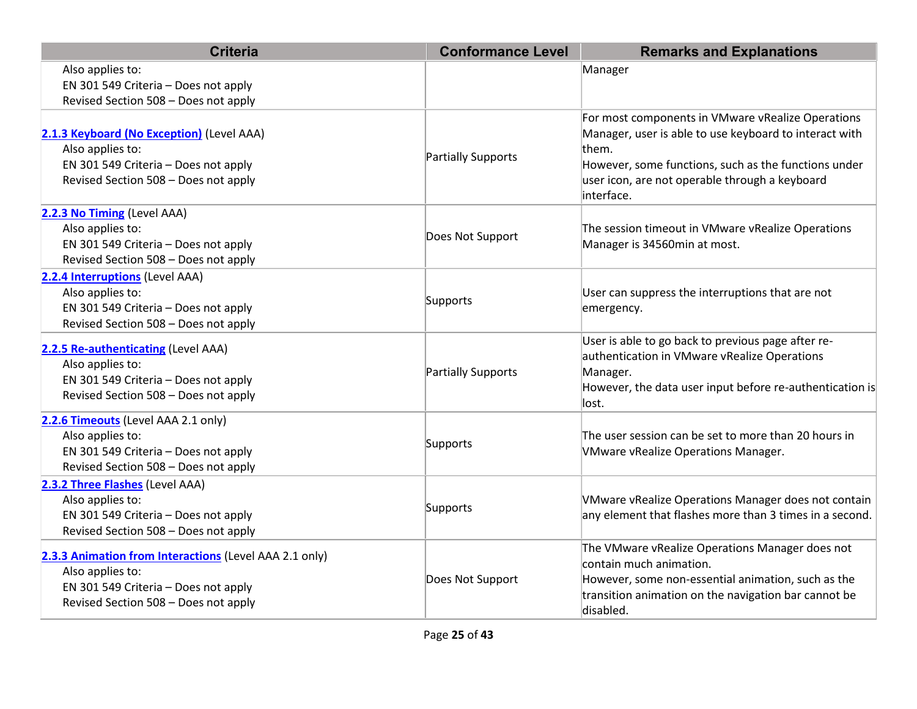| Criteria | Conformance Level | Remarks and Explanations |
| --- | --- | --- |
| Also applies to:<br>EN 301 549 Criteria – Does not apply<br>Revised Section 508 – Does not apply | | Manager |
| **2.1.3 Keyboard (No Exception)** (Level AAA)<br>Also applies to:<br>EN 301 549 Criteria – Does not apply<br>Revised Section 508 – Does not apply | Partially Supports | For most components in VMware vRealize Operations Manager, user is able to use keyboard to interact with them.<br>However, some functions, such as the functions under user icon, are not operable through a keyboard interface. |
| **2.2.3 No Timing** (Level AAA)<br>Also applies to:<br>EN 301 549 Criteria – Does not apply<br>Revised Section 508 – Does not apply | Does Not Support | The session timeout in VMware vRealize Operations Manager is 34560min at most. |
| **2.2.4 Interruptions** (Level AAA)<br>Also applies to:<br>EN 301 549 Criteria – Does not apply<br>Revised Section 508 – Does not apply | Supports | User can suppress the interruptions that are not emergency. |
| **2.2.5 Re-authenticating** (Level AAA)<br>Also applies to:<br>EN 301 549 Criteria – Does not apply<br>Revised Section 508 – Does not apply | Partially Supports | User is able to go back to previous page after re-authentication in VMware vRealize Operations Manager.<br>However, the data user input before re-authentication is lost. |
| **2.2.6 Timeouts** (Level AAA 2.1 only)<br>Also applies to:<br>EN 301 549 Criteria – Does not apply<br>Revised Section 508 – Does not apply | Supports | The user session can be set to more than 20 hours in VMware vRealize Operations Manager. |
| **2.3.2 Three Flashes** (Level AAA)<br>Also applies to:<br>EN 301 549 Criteria – Does not apply<br>Revised Section 508 – Does not apply | Supports | VMware vRealize Operations Manager does not contain any element that flashes more than 3 times in a second. |
| **2.3.3 Animation from Interactions** (Level AAA 2.1 only)<br>Also applies to:<br>EN 301 549 Criteria – Does not apply<br>Revised Section 508 – Does not apply | Does Not Support | The VMware vRealize Operations Manager does not contain much animation.<br>However, some non-essential animation, such as the transition animation on the navigation bar cannot be disabled. |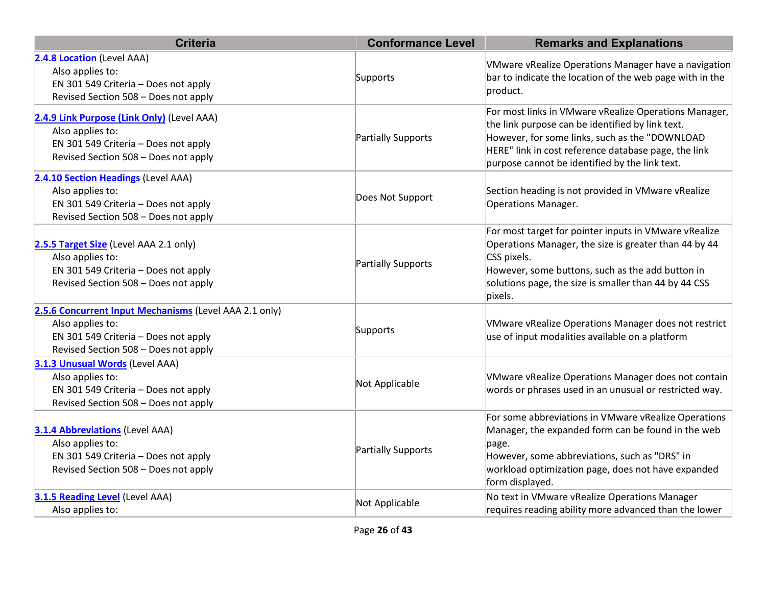| Criteria | Conformance Level | Remarks and Explanations |
| --- | --- | --- |
| **2.4.8 Location** (Level AAA)<br>Also applies to:<br>EN 301 549 Criteria – Does not apply<br>Revised Section 508 – Does not apply | Supports | VMware vRealize Operations Manager have a navigation bar to indicate the location of the web page with in the product. |
| **2.4.9 Link Purpose (Link Only)** (Level AAA)<br>Also applies to:<br>EN 301 549 Criteria – Does not apply<br>Revised Section 508 – Does not apply | Partially Supports | For most links in VMware vRealize Operations Manager, the link purpose can be identified by link text.<br>However, for some links, such as the "DOWNLOAD HERE" link in cost reference database page, the link purpose cannot be identified by the link text. |
| **2.4.10 Section Headings** (Level AAA)<br>Also applies to:<br>EN 301 549 Criteria – Does not apply<br>Revised Section 508 – Does not apply | Does Not Support | Section heading is not provided in VMware vRealize Operations Manager. |
| **2.5.5 Target Size** (Level AAA 2.1 only)<br>Also applies to:<br>EN 301 549 Criteria – Does not apply<br>Revised Section 508 – Does not apply | Partially Supports | For most target for pointer inputs in VMware vRealize Operations Manager, the size is greater than 44 by 44 CSS pixels.<br>However, some buttons, such as the add button in solutions page, the size is smaller than 44 by 44 CSS pixels. |
| **2.5.6 Concurrent Input Mechanisms** (Level AAA 2.1 only)<br>Also applies to:<br>EN 301 549 Criteria – Does not apply<br>Revised Section 508 – Does not apply | Supports | VMware vRealize Operations Manager does not restrict use of input modalities available on a platform |
| **3.1.3 Unusual Words** (Level AAA)<br>Also applies to:<br>EN 301 549 Criteria – Does not apply<br>Revised Section 508 – Does not apply | Not Applicable | VMware vRealize Operations Manager does not contain words or phrases used in an unusual or restricted way. |
| **3.1.4 Abbreviations** (Level AAA)<br>Also applies to:<br>EN 301 549 Criteria – Does not apply<br>Revised Section 508 – Does not apply | Partially Supports | For some abbreviations in VMware vRealize Operations Manager, the expanded form can be found in the web page.<br>However, some abbreviations, such as "DRS" in workload optimization page, does not have expanded form displayed. |
| **3.1.5 Reading Level** (Level AAA)<br>Also applies to: | Not Applicable | No text in VMware vRealize Operations Manager requires reading ability more advanced than the lower |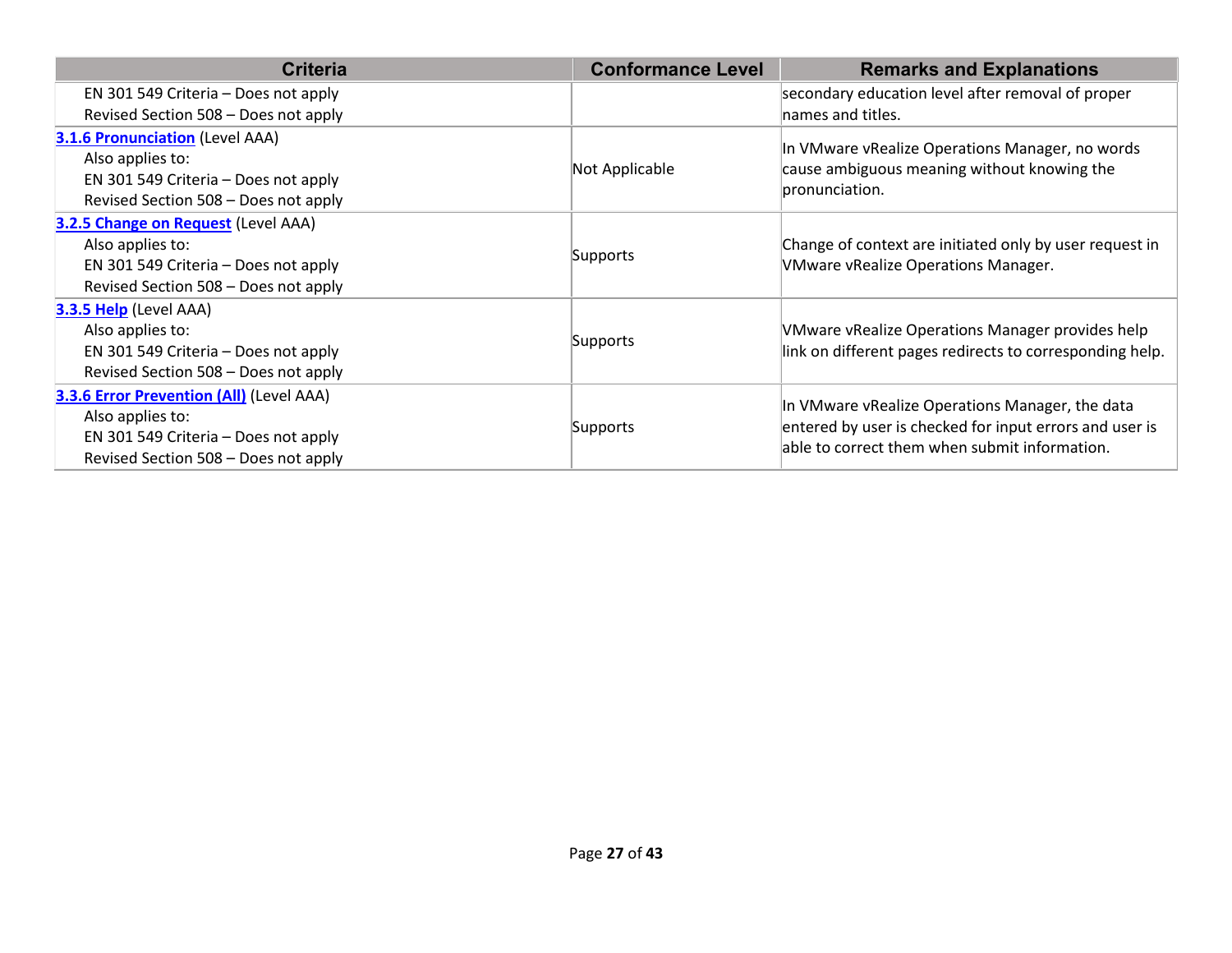| Criteria | Conformance Level | Remarks and Explanations |
|---|---|---|
| EN 301 549 Criteria – Does not apply<br>Revised Section 508 – Does not apply | | secondary education level after removal of proper names and titles. |
| **3.1.6 Pronunciation** (Level AAA)<br>Also applies to:<br>EN 301 549 Criteria – Does not apply<br>Revised Section 508 – Does not apply | Not Applicable | In VMware vRealize Operations Manager, no words cause ambiguous meaning without knowing the pronunciation. |
| **3.2.5 Change on Request** (Level AAA)<br>Also applies to:<br>EN 301 549 Criteria – Does not apply<br>Revised Section 508 – Does not apply | Supports | Change of context are initiated only by user request in VMware vRealize Operations Manager. |
| **3.3.5 Help** (Level AAA)<br>Also applies to:<br>EN 301 549 Criteria – Does not apply<br>Revised Section 508 – Does not apply | Supports | VMware vRealize Operations Manager provides help link on different pages redirects to corresponding help. |
| **3.3.6 Error Prevention (All)** (Level AAA)<br>Also applies to:<br>EN 301 549 Criteria – Does not apply<br>Revised Section 508 – Does not apply | Supports | In VMware vRealize Operations Manager, the data entered by user is checked for input errors and user is able to correct them when submit information. |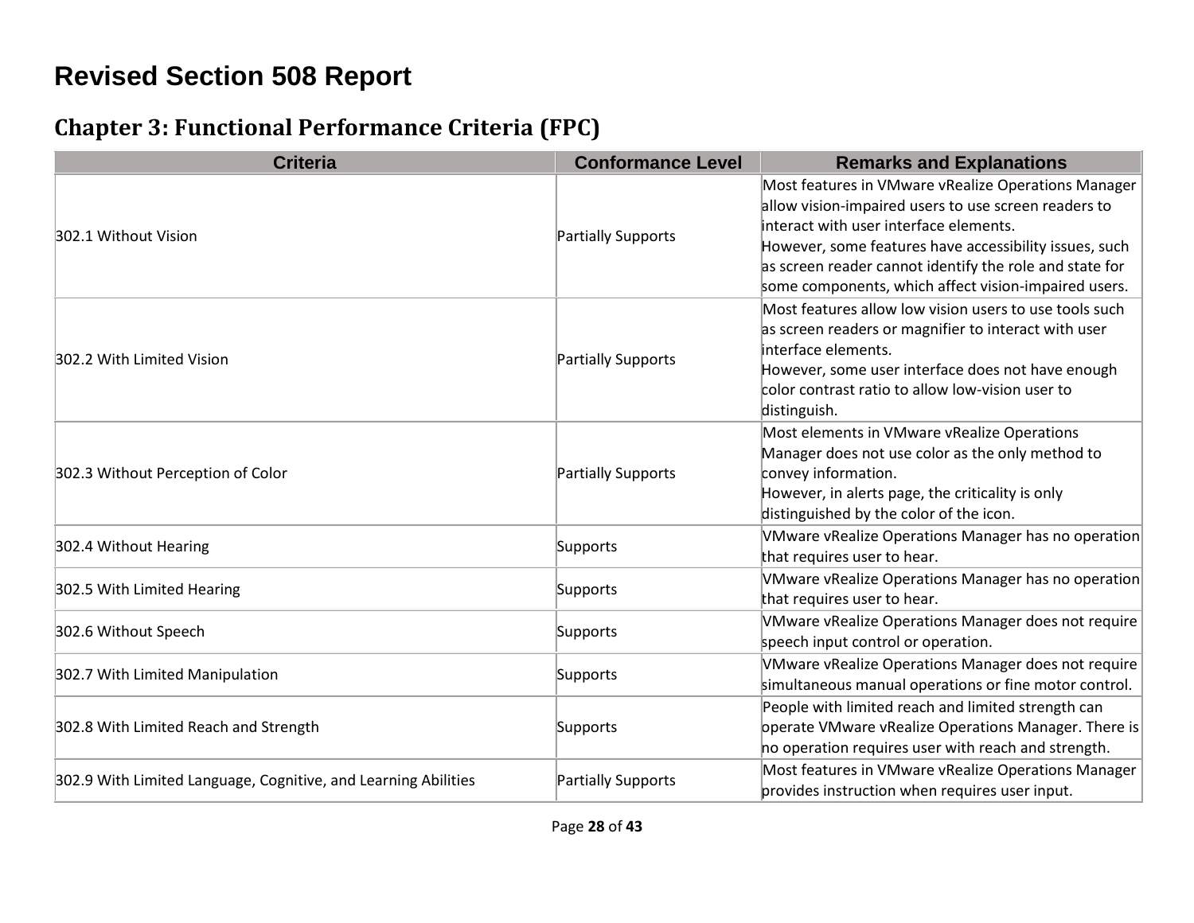# Revised Section 508 Report

## Chapter 3: Functional Performance Criteria (FPC)

| Criteria | Conformance Level | Remarks and Explanations |
|---|---|---|
| 302.1 Without Vision | Partially Supports | Most features in VMware vRealize Operations Manager allow vision-impaired users to use screen readers to interact with user interface elements.<br>However, some features have accessibility issues, such as screen reader cannot identify the role and state for some components, which affect vision-impaired users. |
| 302.2 With Limited Vision | Partially Supports | Most features allow low vision users to use tools such as screen readers or magnifier to interact with user interface elements.<br>However, some user interface does not have enough color contrast ratio to allow low-vision user to distinguish. |
| 302.3 Without Perception of Color | Partially Supports | Most elements in VMware vRealize Operations Manager does not use color as the only method to convey information.<br>However, in alerts page, the criticality is only distinguished by the color of the icon. |
| 302.4 Without Hearing | Supports | VMware vRealize Operations Manager has no operation that requires user to hear. |
| 302.5 With Limited Hearing | Supports | VMware vRealize Operations Manager has no operation that requires user to hear. |
| 302.6 Without Speech | Supports | VMware vRealize Operations Manager does not require speech input control or operation. |
| 302.7 With Limited Manipulation | Supports | VMware vRealize Operations Manager does not require simultaneous manual operations or fine motor control. |
| 302.8 With Limited Reach and Strength | Supports | People with limited reach and limited strength can operate VMware vRealize Operations Manager. There is no operation requires user with reach and strength. |
| 302.9 With Limited Language, Cognitive, and Learning Abilities | Partially Supports | Most features in VMware vRealize Operations Manager provides instruction when requires user input. |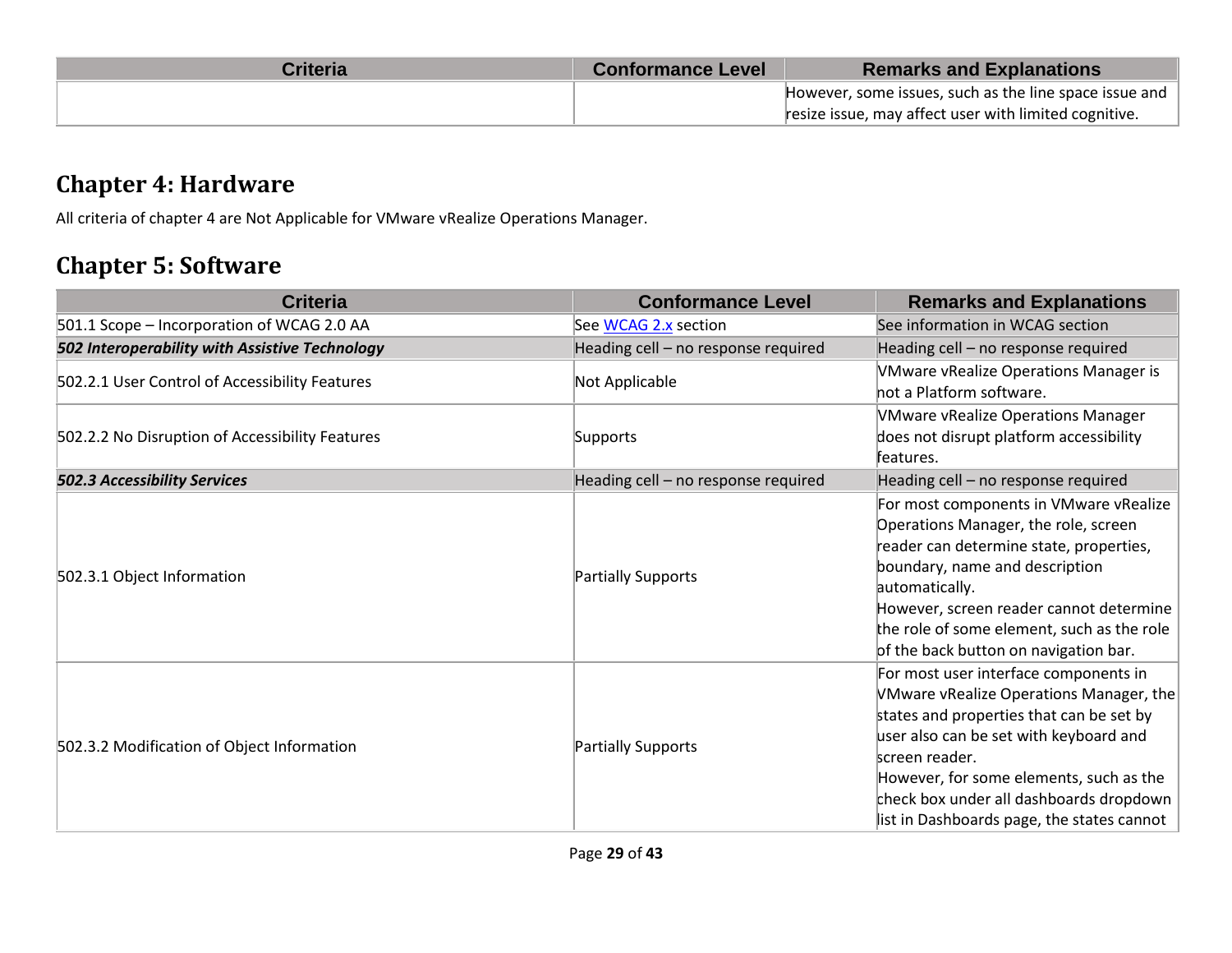| Criteria | Conformance Level | Remarks and Explanations |
|---|---|---|
| | | However, some issues, such as the line space issue and resize issue, may affect user with limited cognitive. |

## Chapter 4: Hardware

All criteria of chapter 4 are Not Applicable for VMware vRealize Operations Manager.

## Chapter 5: Software

| Criteria | Conformance Level | Remarks and Explanations |
|---|---|---|
| 501.1 Scope – Incorporation of WCAG 2.0 AA | See WCAG 2.x section | See information in WCAG section |
| ***502 Interoperability with Assistive Technology*** | Heading cell – no response required | Heading cell – no response required |
| 502.2.1 User Control of Accessibility Features | Not Applicable | VMware vRealize Operations Manager is not a Platform software. |
| 502.2.2 No Disruption of Accessibility Features | Supports | VMware vRealize Operations Manager does not disrupt platform accessibility features. |
| ***502.3 Accessibility Services*** | Heading cell – no response required | Heading cell – no response required |
| 502.3.1 Object Information | Partially Supports | For most components in VMware vRealize Operations Manager, the role, screen reader can determine state, properties, boundary, name and description automatically.<br>However, screen reader cannot determine the role of some element, such as the role of the back button on navigation bar. |
| 502.3.2 Modification of Object Information | Partially Supports | For most user interface components in VMware vRealize Operations Manager, the states and properties that can be set by user also can be set with keyboard and screen reader.<br>However, for some elements, such as the check box under all dashboards dropdown list in Dashboards page, the states cannot |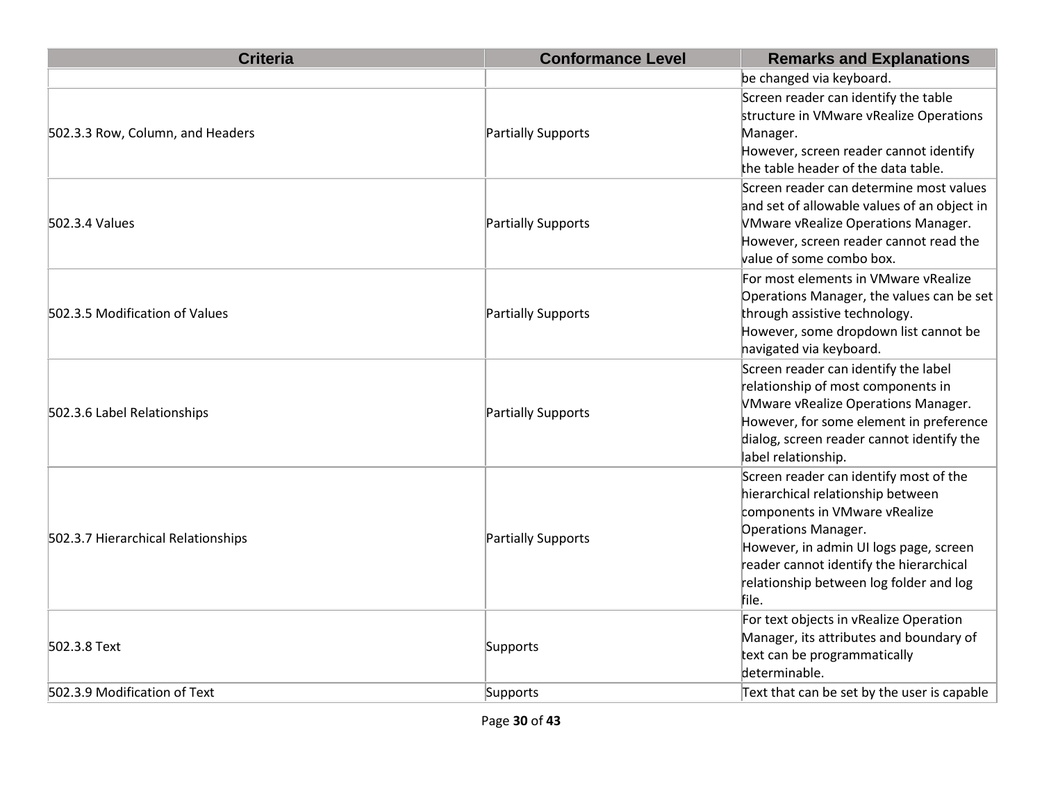| Criteria | Conformance Level | Remarks and Explanations |
|---|---|---|
| | | be changed via keyboard. |
| 502.3.3 Row, Column, and Headers | Partially Supports | Screen reader can identify the table structure in VMware vRealize Operations Manager.<br>However, screen reader cannot identify the table header of the data table. |
| 502.3.4 Values | Partially Supports | Screen reader can determine most values and set of allowable values of an object in VMware vRealize Operations Manager.<br>However, screen reader cannot read the value of some combo box. |
| 502.3.5 Modification of Values | Partially Supports | For most elements in VMware vRealize Operations Manager, the values can be set through assistive technology.<br>However, some dropdown list cannot be navigated via keyboard. |
| 502.3.6 Label Relationships | Partially Supports | Screen reader can identify the label relationship of most components in VMware vRealize Operations Manager.<br>However, for some element in preference dialog, screen reader cannot identify the label relationship. |
| 502.3.7 Hierarchical Relationships | Partially Supports | Screen reader can identify most of the hierarchical relationship between components in VMware vRealize Operations Manager.<br>However, in admin UI logs page, screen reader cannot identify the hierarchical relationship between log folder and log file. |
| 502.3.8 Text | Supports | For text objects in vRealize Operation Manager, its attributes and boundary of text can be programmatically determinable. |
| 502.3.9 Modification of Text | Supports | Text that can be set by the user is capable |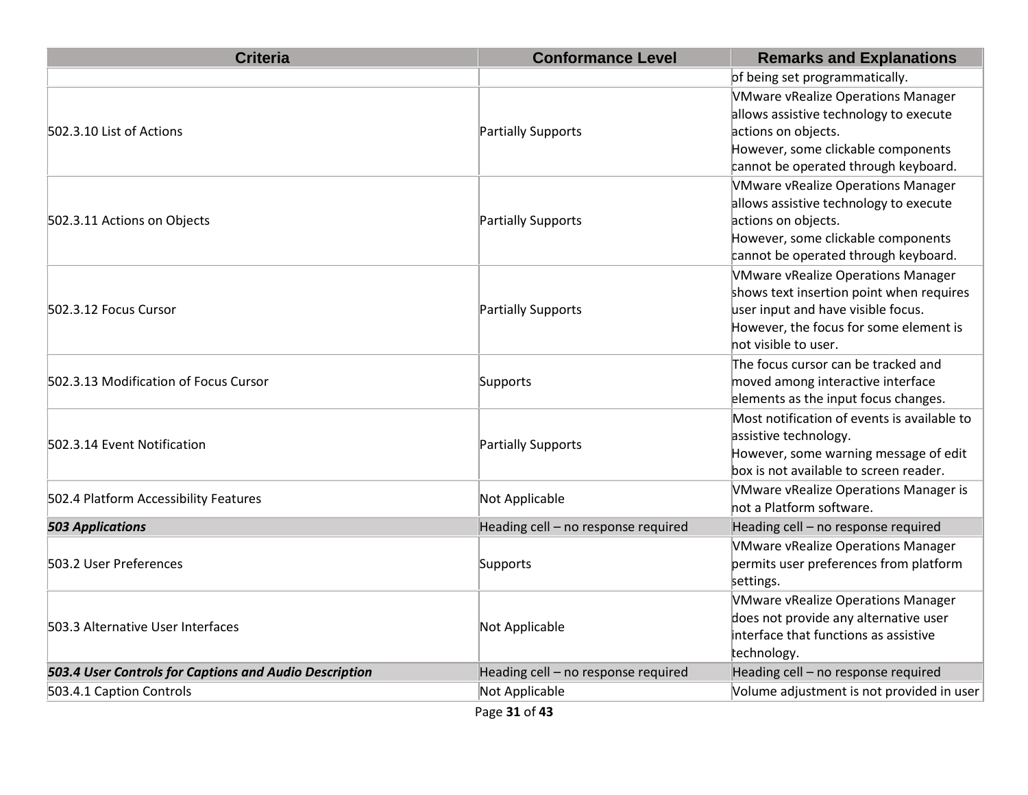| Criteria | Conformance Level | Remarks and Explanations |
|---|---|---|
| | | of being set programmatically. |
| 502.3.10 List of Actions | Partially Supports | VMware vRealize Operations Manager allows assistive technology to execute actions on objects.<br>However, some clickable components cannot be operated through keyboard. |
| 502.3.11 Actions on Objects | Partially Supports | VMware vRealize Operations Manager allows assistive technology to execute actions on objects.<br>However, some clickable components cannot be operated through keyboard. |
| 502.3.12 Focus Cursor | Partially Supports | VMware vRealize Operations Manager shows text insertion point when requires user input and have visible focus.<br>However, the focus for some element is not visible to user. |
| 502.3.13 Modification of Focus Cursor | Supports | The focus cursor can be tracked and moved among interactive interface elements as the input focus changes. |
| 502.3.14 Event Notification | Partially Supports | Most notification of events is available to assistive technology.<br>However, some warning message of edit box is not available to screen reader. |
| 502.4 Platform Accessibility Features | Not Applicable | VMware vRealize Operations Manager is not a Platform software. |
| ***503 Applications*** | Heading cell – no response required | Heading cell – no response required |
| 503.2 User Preferences | Supports | VMware vRealize Operations Manager permits user preferences from platform settings. |
| 503.3 Alternative User Interfaces | Not Applicable | VMware vRealize Operations Manager does not provide any alternative user interface that functions as assistive technology. |
| ***503.4 User Controls for Captions and Audio Description*** | Heading cell – no response required | Heading cell – no response required |
| 503.4.1 Caption Controls | Not Applicable | Volume adjustment is not provided in user |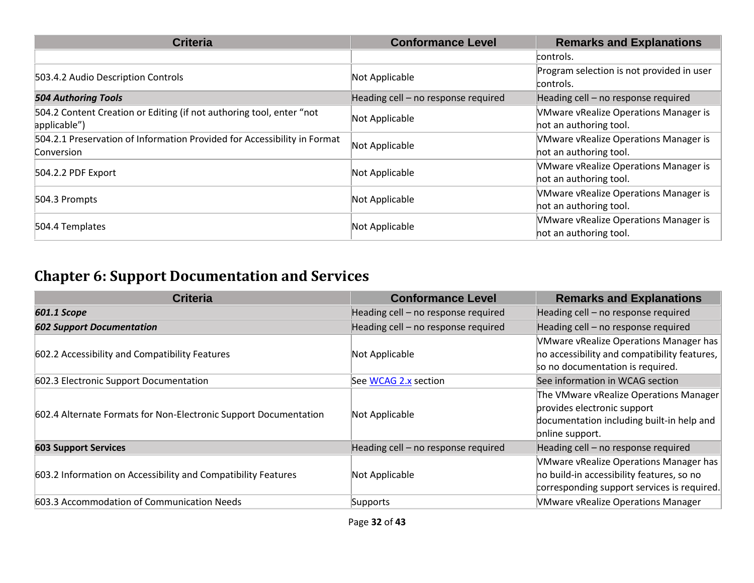| Criteria | Conformance Level | Remarks and Explanations |
| --- | --- | --- |
| | | controls. |
| 503.4.2 Audio Description Controls | Not Applicable | Program selection is not provided in user controls. |
| ***504 Authoring Tools*** | Heading cell – no response required | Heading cell – no response required |
| 504.2 Content Creation or Editing (if not authoring tool, enter “not applicable”) | Not Applicable | VMware vRealize Operations Manager is not an authoring tool. |
| 504.2.1 Preservation of Information Provided for Accessibility in Format Conversion | Not Applicable | VMware vRealize Operations Manager is not an authoring tool. |
| 504.2.2 PDF Export | Not Applicable | VMware vRealize Operations Manager is not an authoring tool. |
| 504.3 Prompts | Not Applicable | VMware vRealize Operations Manager is not an authoring tool. |
| 504.4 Templates | Not Applicable | VMware vRealize Operations Manager is not an authoring tool. |

## Chapter 6: Support Documentation and Services

| Criteria | Conformance Level | Remarks and Explanations |
| --- | --- | --- |
| ***601.1 Scope*** | Heading cell – no response required | Heading cell – no response required |
| ***602 Support Documentation*** | Heading cell – no response required | Heading cell – no response required |
| 602.2 Accessibility and Compatibility Features | Not Applicable | VMware vRealize Operations Manager has no accessibility and compatibility features, so no documentation is required. |
| 602.3 Electronic Support Documentation | See WCAG 2.x section | See information in WCAG section |
| 602.4 Alternate Formats for Non-Electronic Support Documentation | Not Applicable | The VMware vRealize Operations Manager provides electronic support documentation including built-in help and online support. |
| **603 Support Services** | Heading cell – no response required | Heading cell – no response required |
| 603.2 Information on Accessibility and Compatibility Features | Not Applicable | VMware vRealize Operations Manager has no build-in accessibility features, so no corresponding support services is required. |
| 603.3 Accommodation of Communication Needs | Supports | VMware vRealize Operations Manager |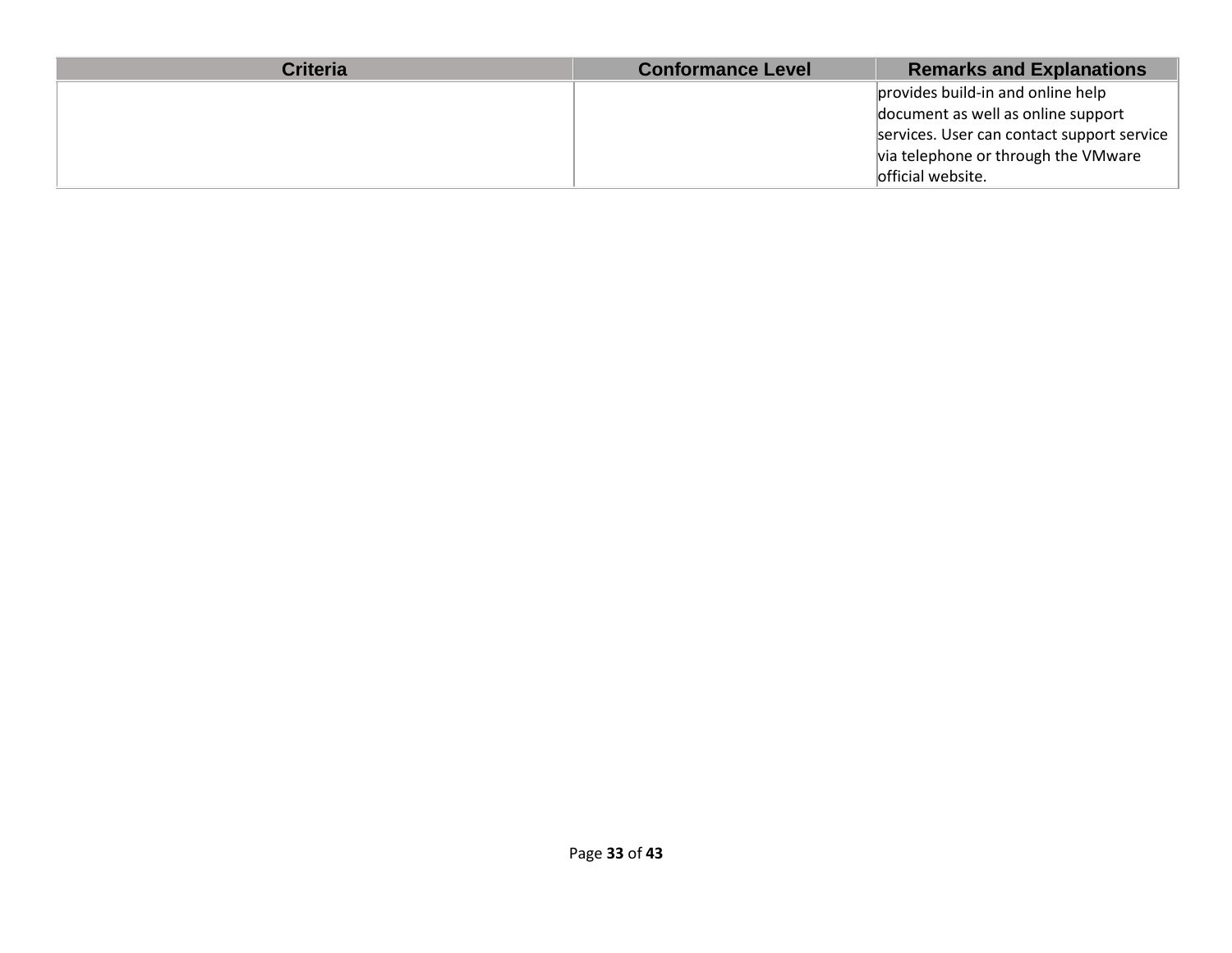| Criteria | Conformance Level | Remarks and Explanations |
| --- | --- | --- |
| | | provides build-in and online help document as well as online support services. User can contact support service via telephone or through the VMware official website. |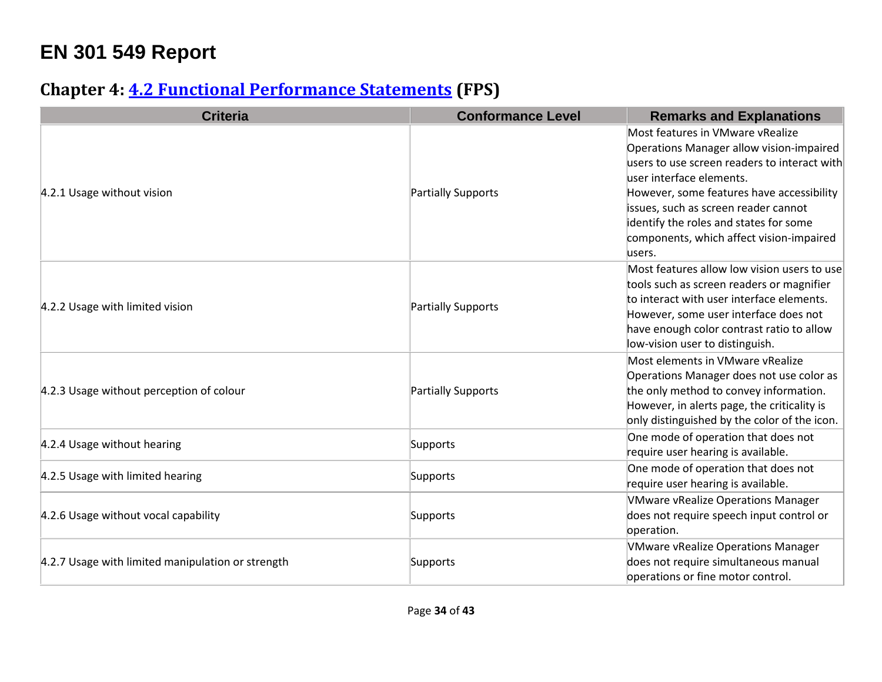# EN 301 549 Report

## Chapter 4: [4.2 Functional Performance Statements](#) (FPS)

| Criteria | Conformance Level | Remarks and Explanations |
| --- | --- | --- |
| 4.2.1 Usage without vision | Partially Supports | Most features in VMware vRealize Operations Manager allow vision-impaired users to use screen readers to interact with user interface elements.<br>However, some features have accessibility issues, such as screen reader cannot identify the roles and states for some components, which affect vision-impaired users. |
| 4.2.2 Usage with limited vision | Partially Supports | Most features allow low vision users to use tools such as screen readers or magnifier to interact with user interface elements. However, some user interface does not have enough color contrast ratio to allow low-vision user to distinguish. |
| 4.2.3 Usage without perception of colour | Partially Supports | Most elements in VMware vRealize Operations Manager does not use color as the only method to convey information. However, in alerts page, the criticality is only distinguished by the color of the icon. |
| 4.2.4 Usage without hearing | Supports | One mode of operation that does not require user hearing is available. |
| 4.2.5 Usage with limited hearing | Supports | One mode of operation that does not require user hearing is available. |
| 4.2.6 Usage without vocal capability | Supports | VMware vRealize Operations Manager does not require speech input control or operation. |
| 4.2.7 Usage with limited manipulation or strength | Supports | VMware vRealize Operations Manager does not require simultaneous manual operations or fine motor control. |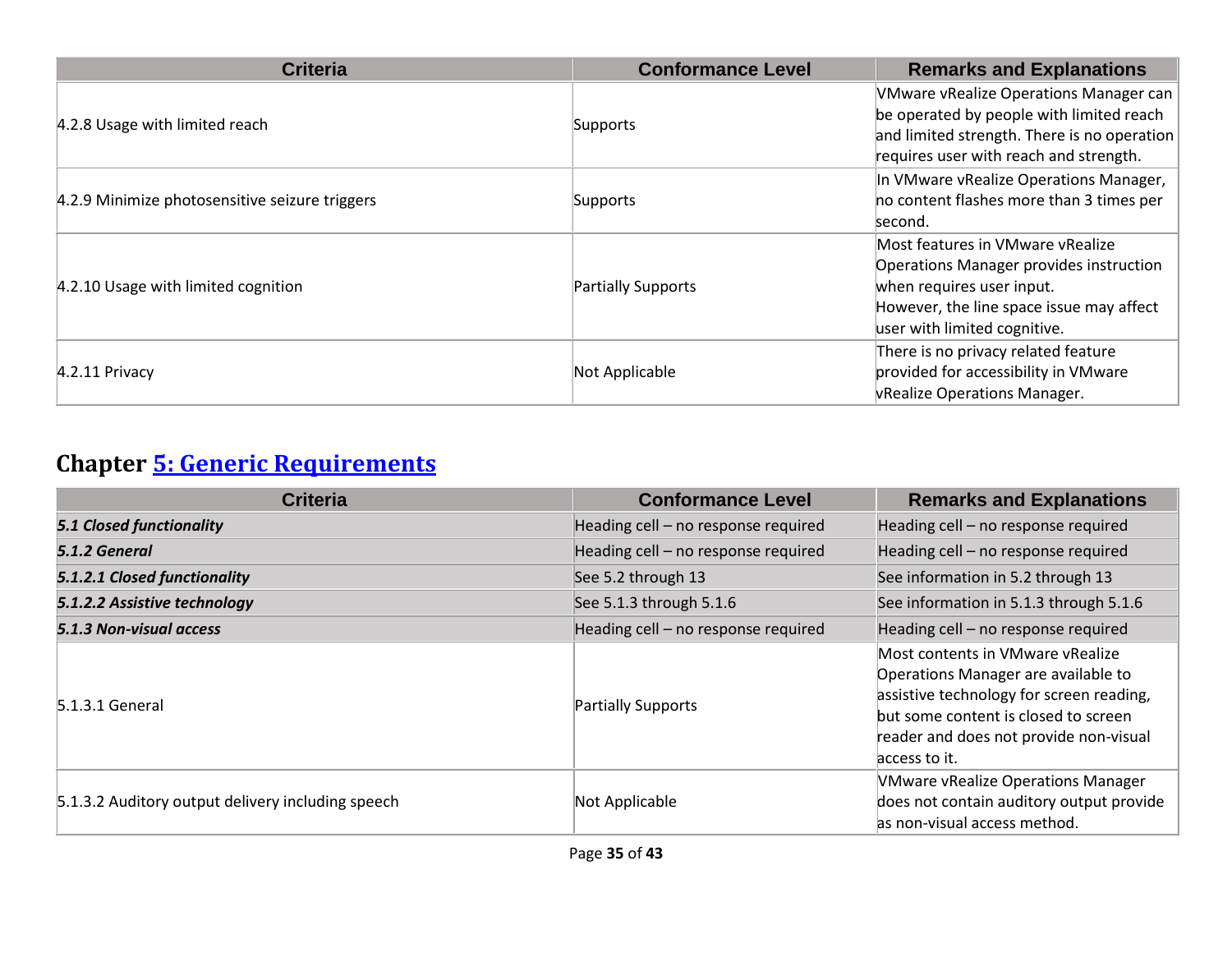| Criteria | Conformance Level | Remarks and Explanations |
|---|---|---|
| 4.2.8 Usage with limited reach | Supports | VMware vRealize Operations Manager can be operated by people with limited reach and limited strength. There is no operation requires user with reach and strength. |
| 4.2.9 Minimize photosensitive seizure triggers | Supports | In VMware vRealize Operations Manager, no content flashes more than 3 times per second. |
| 4.2.10 Usage with limited cognition | Partially Supports | Most features in VMware vRealize Operations Manager provides instruction when requires user input. However, the line space issue may affect user with limited cognitive. |
| 4.2.11 Privacy | Not Applicable | There is no privacy related feature provided for accessibility in VMware vRealize Operations Manager. |

## Chapter [5: Generic Requirements]()

| Criteria | Conformance Level | Remarks and Explanations |
|---|---|---|
| ***5.1 Closed functionality*** | Heading cell – no response required | Heading cell – no response required |
| ***5.1.2 General*** | Heading cell – no response required | Heading cell – no response required |
| ***5.1.2.1 Closed functionality*** | See 5.2 through 13 | See information in 5.2 through 13 |
| ***5.1.2.2 Assistive technology*** | See 5.1.3 through 5.1.6 | See information in 5.1.3 through 5.1.6 |
| ***5.1.3 Non-visual access*** | Heading cell – no response required | Heading cell – no response required |
| 5.1.3.1 General | Partially Supports | Most contents in VMware vRealize Operations Manager are available to assistive technology for screen reading, but some content is closed to screen reader and does not provide non-visual access to it. |
| 5.1.3.2 Auditory output delivery including speech | Not Applicable | VMware vRealize Operations Manager does not contain auditory output provide as non-visual access method. |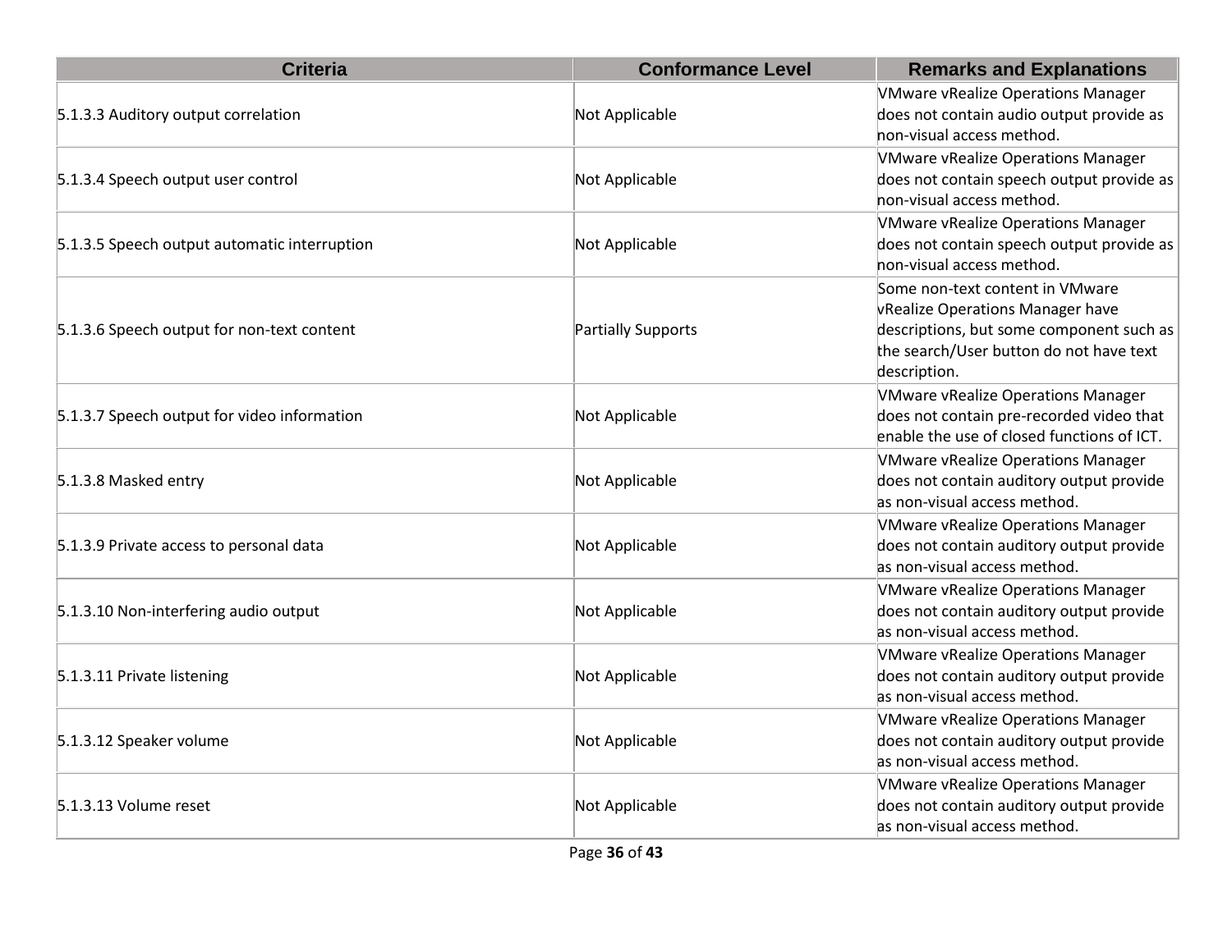| Criteria | Conformance Level | Remarks and Explanations |
| --- | --- | --- |
| 5.1.3.3 Auditory output correlation | Not Applicable | VMware vRealize Operations Manager does not contain audio output provide as non-visual access method. |
| 5.1.3.4 Speech output user control | Not Applicable | VMware vRealize Operations Manager does not contain speech output provide as non-visual access method. |
| 5.1.3.5 Speech output automatic interruption | Not Applicable | VMware vRealize Operations Manager does not contain speech output provide as non-visual access method. |
| 5.1.3.6 Speech output for non-text content | Partially Supports | Some non-text content in VMware vRealize Operations Manager have descriptions, but some component such as the search/User button do not have text description. |
| 5.1.3.7 Speech output for video information | Not Applicable | VMware vRealize Operations Manager does not contain pre-recorded video that enable the use of closed functions of ICT. |
| 5.1.3.8 Masked entry | Not Applicable | VMware vRealize Operations Manager does not contain auditory output provide as non-visual access method. |
| 5.1.3.9 Private access to personal data | Not Applicable | VMware vRealize Operations Manager does not contain auditory output provide as non-visual access method. |
| 5.1.3.10 Non-interfering audio output | Not Applicable | VMware vRealize Operations Manager does not contain auditory output provide as non-visual access method. |
| 5.1.3.11 Private listening | Not Applicable | VMware vRealize Operations Manager does not contain auditory output provide as non-visual access method. |
| 5.1.3.12 Speaker volume | Not Applicable | VMware vRealize Operations Manager does not contain auditory output provide as non-visual access method. |
| 5.1.3.13 Volume reset | Not Applicable | VMware vRealize Operations Manager does not contain auditory output provide as non-visual access method. |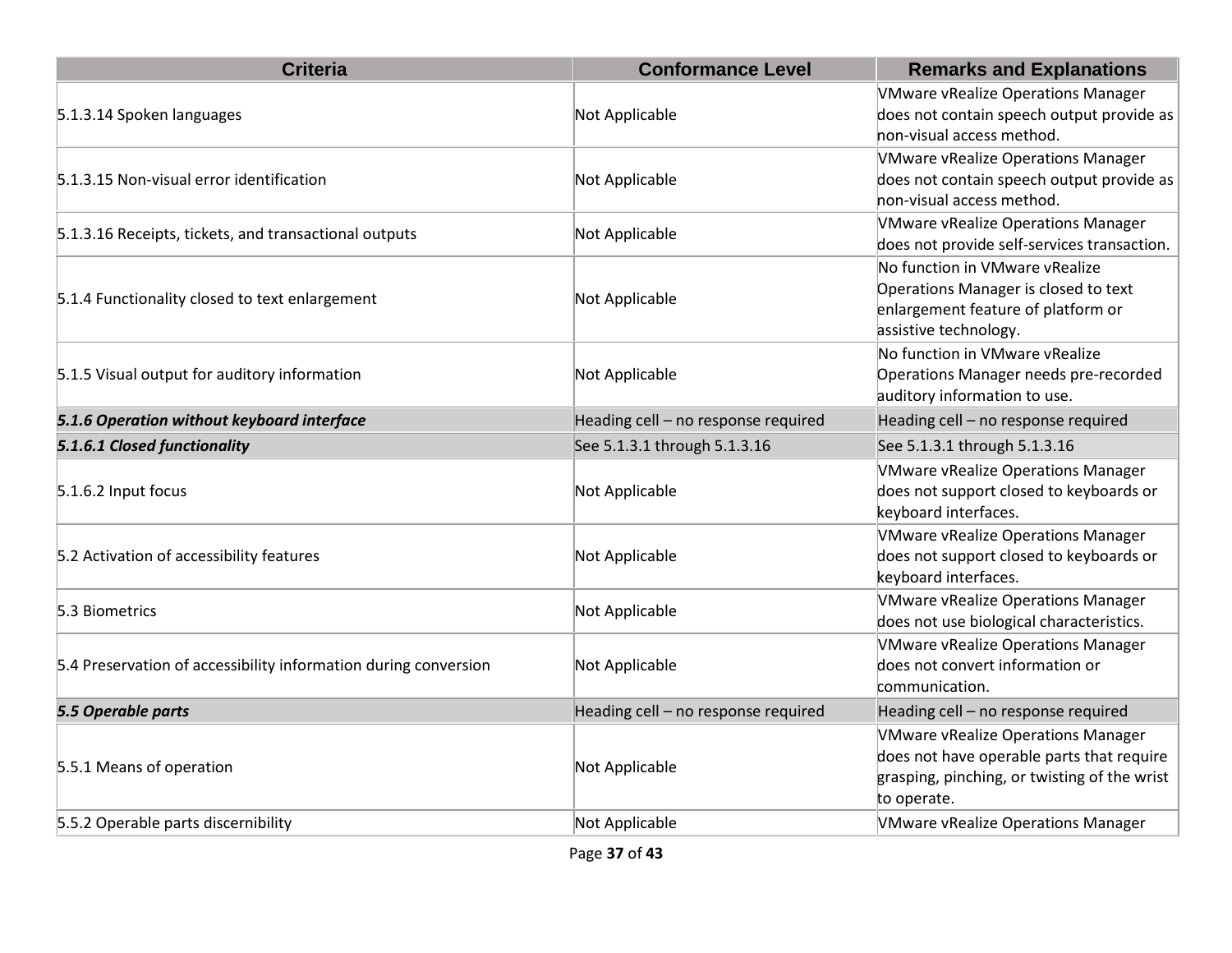| Criteria | Conformance Level | Remarks and Explanations |
| --- | --- | --- |
| 5.1.3.14 Spoken languages | Not Applicable | VMware vRealize Operations Manager does not contain speech output provide as non-visual access method. |
| 5.1.3.15 Non-visual error identification | Not Applicable | VMware vRealize Operations Manager does not contain speech output provide as non-visual access method. |
| 5.1.3.16 Receipts, tickets, and transactional outputs | Not Applicable | VMware vRealize Operations Manager does not provide self-services transaction. |
| 5.1.4 Functionality closed to text enlargement | Not Applicable | No function in VMware vRealize Operations Manager is closed to text enlargement feature of platform or assistive technology. |
| 5.1.5 Visual output for auditory information | Not Applicable | No function in VMware vRealize Operations Manager needs pre-recorded auditory information to use. |
| ***5.1.6 Operation without keyboard interface*** | Heading cell – no response required | Heading cell – no response required |
| ***5.1.6.1 Closed functionality*** | See 5.1.3.1 through 5.1.3.16 | See 5.1.3.1 through 5.1.3.16 |
| 5.1.6.2 Input focus | Not Applicable | VMware vRealize Operations Manager does not support closed to keyboards or keyboard interfaces. |
| 5.2 Activation of accessibility features | Not Applicable | VMware vRealize Operations Manager does not support closed to keyboards or keyboard interfaces. |
| 5.3 Biometrics | Not Applicable | VMware vRealize Operations Manager does not use biological characteristics. |
| 5.4 Preservation of accessibility information during conversion | Not Applicable | VMware vRealize Operations Manager does not convert information or communication. |
| ***5.5 Operable parts*** | Heading cell – no response required | Heading cell – no response required |
| 5.5.1 Means of operation | Not Applicable | VMware vRealize Operations Manager does not have operable parts that require grasping, pinching, or twisting of the wrist to operate. |
| 5.5.2 Operable parts discernibility | Not Applicable | VMware vRealize Operations Manager |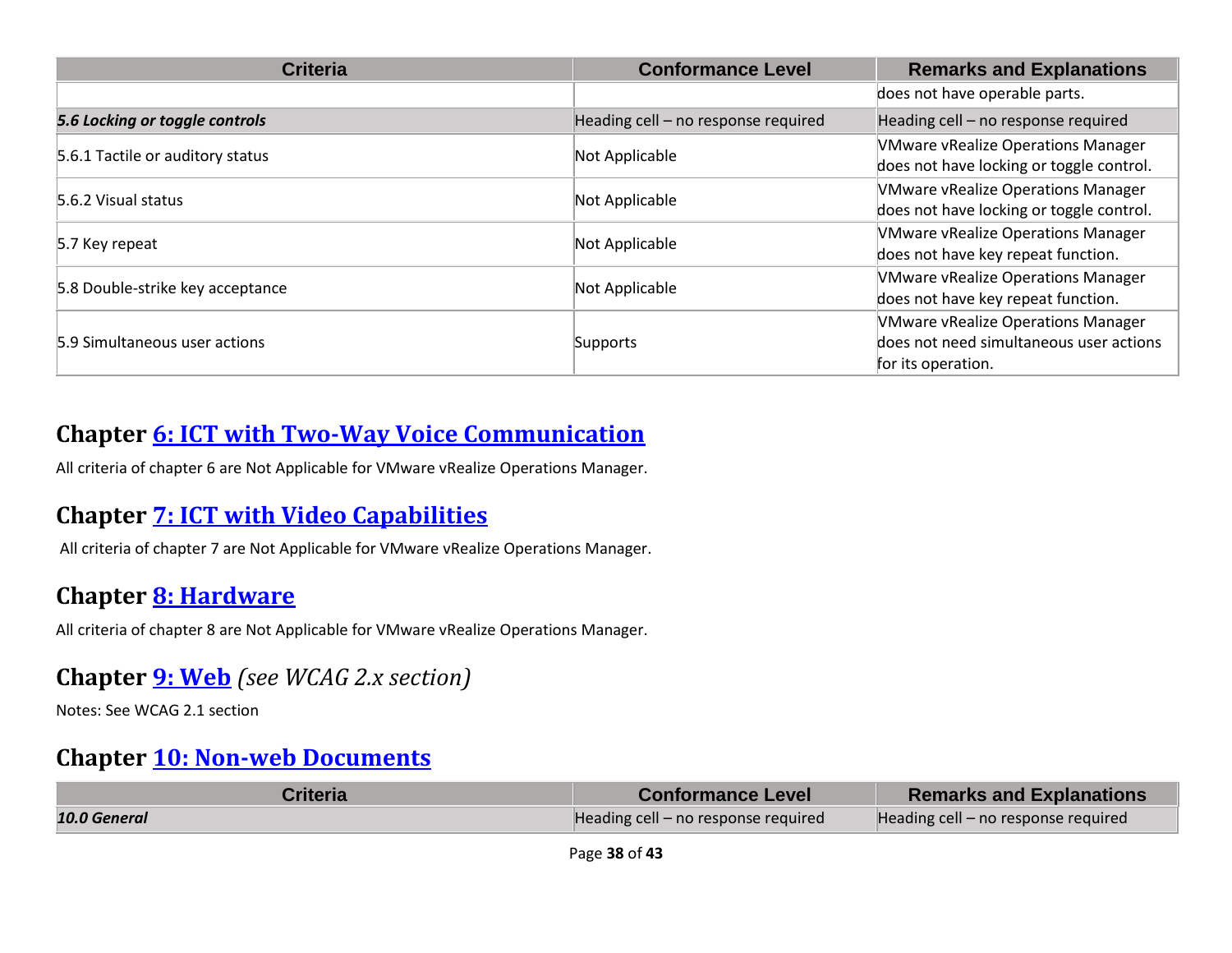| Criteria | Conformance Level | Remarks and Explanations |
|---|---|---|
| | | does not have operable parts. |
| ***5.6 Locking or toggle controls*** | Heading cell – no response required | Heading cell – no response required |
| 5.6.1 Tactile or auditory status | Not Applicable | VMware vRealize Operations Manager does not have locking or toggle control. |
| 5.6.2 Visual status | Not Applicable | VMware vRealize Operations Manager does not have locking or toggle control. |
| 5.7 Key repeat | Not Applicable | VMware vRealize Operations Manager does not have key repeat function. |
| 5.8 Double-strike key acceptance | Not Applicable | VMware vRealize Operations Manager does not have key repeat function. |
| 5.9 Simultaneous user actions | Supports | VMware vRealize Operations Manager does not need simultaneous user actions for its operation. |

## Chapter 6: ICT with Two-Way Voice Communication

All criteria of chapter 6 are Not Applicable for VMware vRealize Operations Manager.

## Chapter 7: ICT with Video Capabilities

All criteria of chapter 7 are Not Applicable for VMware vRealize Operations Manager.

## Chapter 8: Hardware

All criteria of chapter 8 are Not Applicable for VMware vRealize Operations Manager.

## Chapter 9: Web *(see WCAG 2.x section)*

Notes: See WCAG 2.1 section

## Chapter 10: Non-web Documents

| Criteria | Conformance Level | Remarks and Explanations |
|---|---|---|
| ***10.0 General*** | Heading cell – no response required | Heading cell – no response required |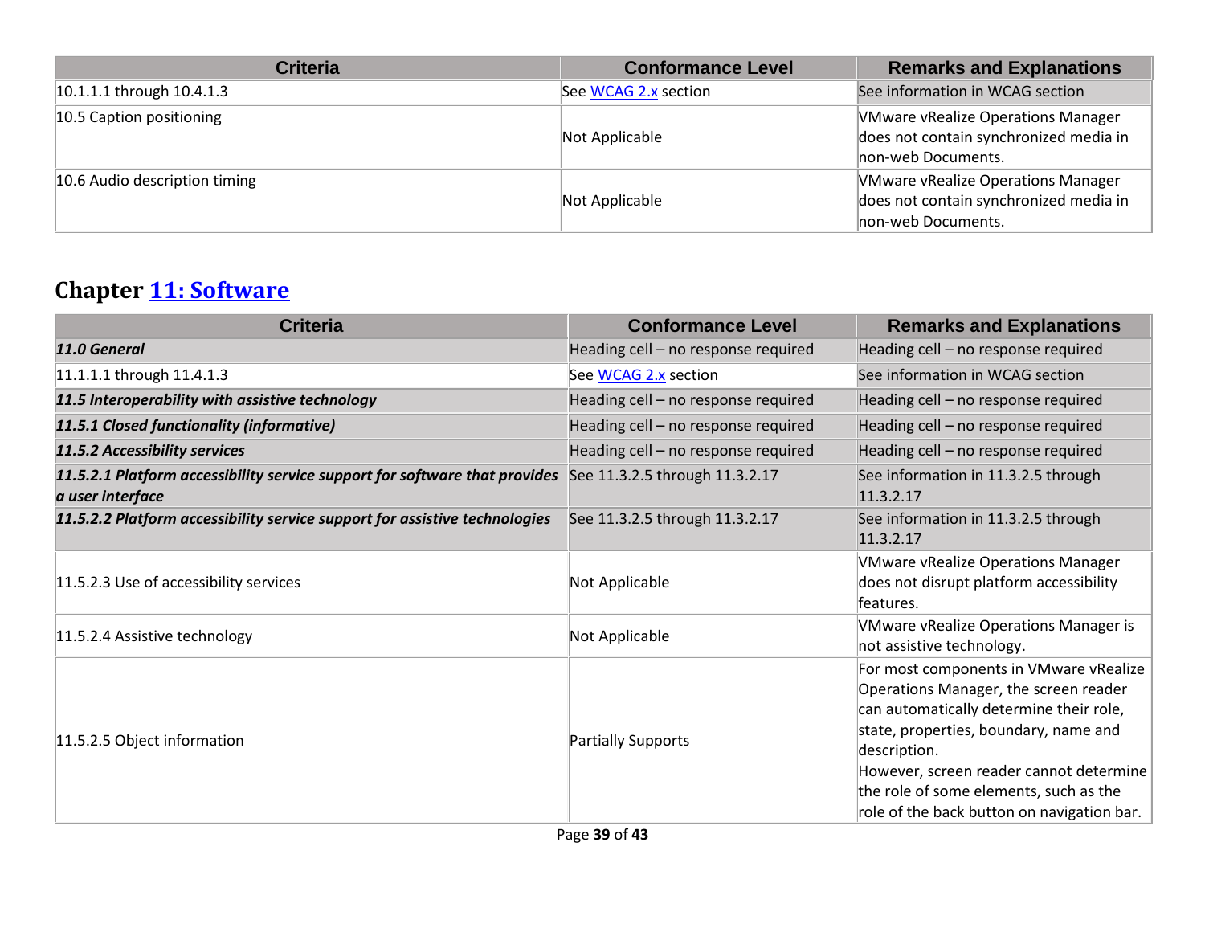| Criteria | Conformance Level | Remarks and Explanations |
| --- | --- | --- |
| 10.1.1.1 through 10.4.1.3 | See [WCAG 2.x](#) section | See information in WCAG section |
| 10.5 Caption positioning | Not Applicable | VMware vRealize Operations Manager does not contain synchronized media in non-web Documents. |
| 10.6 Audio description timing | Not Applicable | VMware vRealize Operations Manager does not contain synchronized media in non-web Documents. |

## Chapter [11: Software](#)

| Criteria | Conformance Level | Remarks and Explanations |
| --- | --- | --- |
| ***11.0 General*** | Heading cell – no response required | Heading cell – no response required |
| 11.1.1.1 through 11.4.1.3 | See [WCAG 2.x](#) section | See information in WCAG section |
| ***11.5 Interoperability with assistive technology*** | Heading cell – no response required | Heading cell – no response required |
| ***11.5.1 Closed functionality (informative)*** | Heading cell – no response required | Heading cell – no response required |
| ***11.5.2 Accessibility services*** | Heading cell – no response required | Heading cell – no response required |
| ***11.5.2.1 Platform accessibility service support for software that provides a user interface*** | See 11.3.2.5 through 11.3.2.17 | See information in 11.3.2.5 through 11.3.2.17 |
| ***11.5.2.2 Platform accessibility service support for assistive technologies*** | See 11.3.2.5 through 11.3.2.17 | See information in 11.3.2.5 through 11.3.2.17 |
| 11.5.2.3 Use of accessibility services | Not Applicable | VMware vRealize Operations Manager does not disrupt platform accessibility features. |
| 11.5.2.4 Assistive technology | Not Applicable | VMware vRealize Operations Manager is not assistive technology. |
| 11.5.2.5 Object information | Partially Supports | For most components in VMware vRealize Operations Manager, the screen reader can automatically determine their role, state, properties, boundary, name and description.<br>However, screen reader cannot determine the role of some elements, such as the role of the back button on navigation bar. |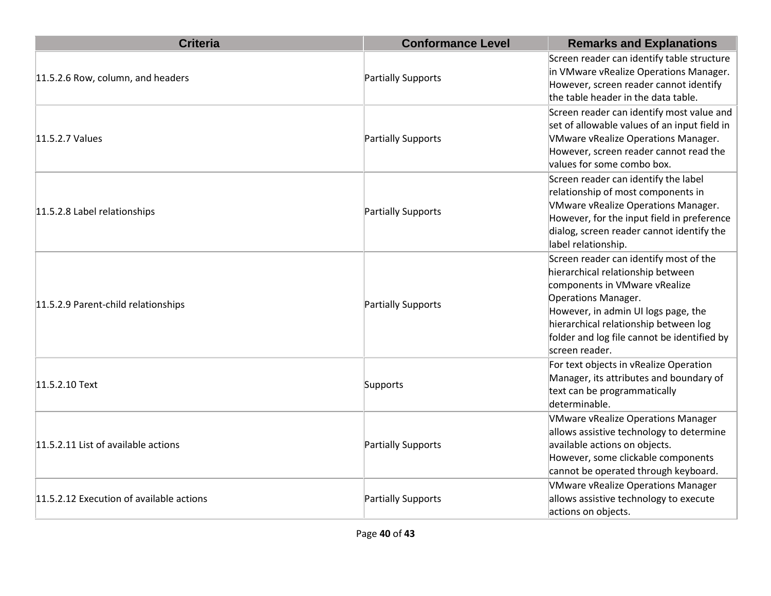| Criteria | Conformance Level | Remarks and Explanations |
| --- | --- | --- |
| 11.5.2.6 Row, column, and headers | Partially Supports | Screen reader can identify table structure in VMware vRealize Operations Manager. However, screen reader cannot identify the table header in the data table. |
| 11.5.2.7 Values | Partially Supports | Screen reader can identify most value and set of allowable values of an input field in VMware vRealize Operations Manager. However, screen reader cannot read the values for some combo box. |
| 11.5.2.8 Label relationships | Partially Supports | Screen reader can identify the label relationship of most components in VMware vRealize Operations Manager. However, for the input field in preference dialog, screen reader cannot identify the label relationship. |
| 11.5.2.9 Parent-child relationships | Partially Supports | Screen reader can identify most of the hierarchical relationship between components in VMware vRealize Operations Manager.<br>However, in admin UI logs page, the hierarchical relationship between log folder and log file cannot be identified by screen reader. |
| 11.5.2.10 Text | Supports | For text objects in vRealize Operation Manager, its attributes and boundary of text can be programmatically determinable. |
| 11.5.2.11 List of available actions | Partially Supports | VMware vRealize Operations Manager allows assistive technology to determine available actions on objects.<br>However, some clickable components cannot be operated through keyboard. |
| 11.5.2.12 Execution of available actions | Partially Supports | VMware vRealize Operations Manager allows assistive technology to execute actions on objects. |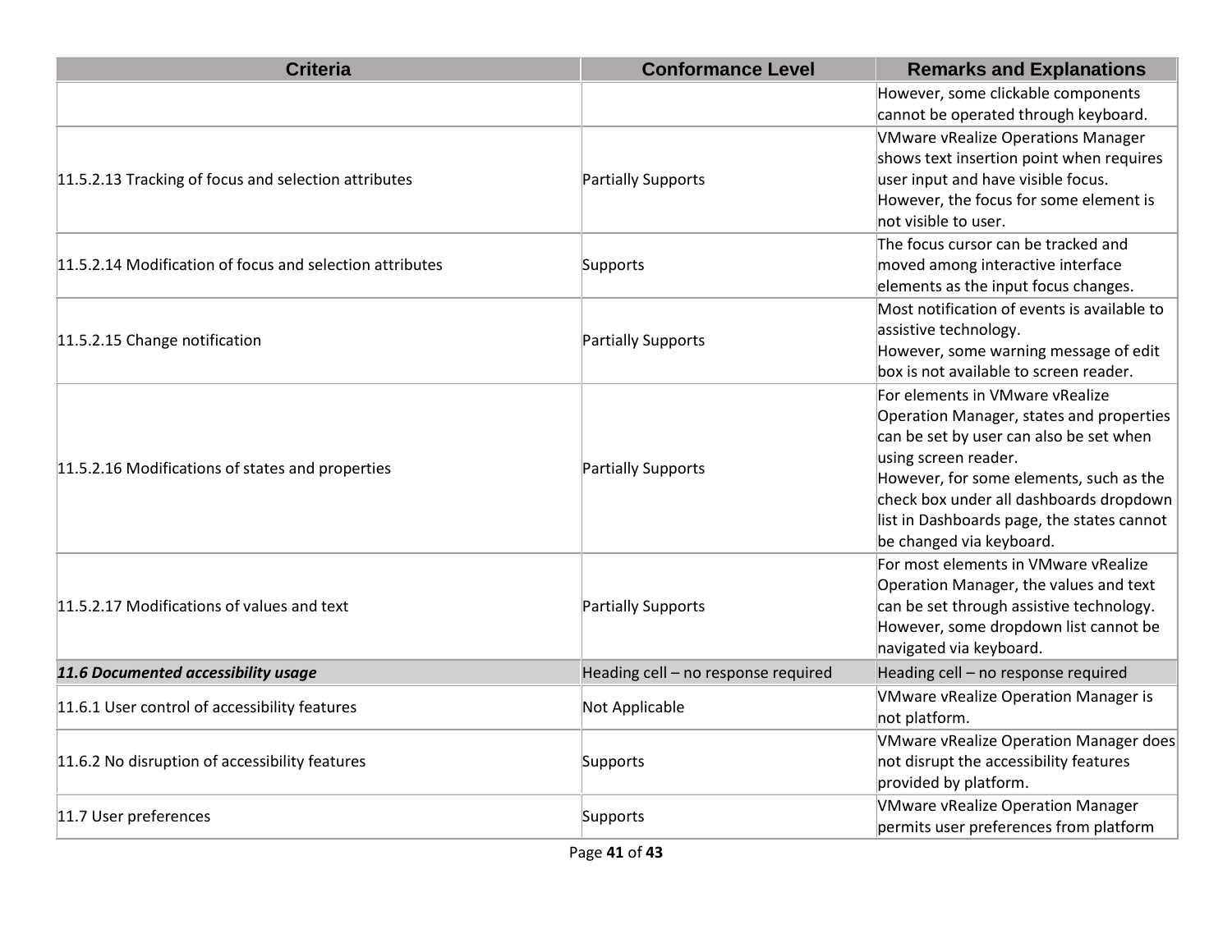| Criteria | Conformance Level | Remarks and Explanations |
|---|---|---|
| | | However, some clickable components cannot be operated through keyboard. |
| 11.5.2.13 Tracking of focus and selection attributes | Partially Supports | VMware vRealize Operations Manager shows text insertion point when requires user input and have visible focus.<br>However, the focus for some element is not visible to user. |
| 11.5.2.14 Modification of focus and selection attributes | Supports | The focus cursor can be tracked and moved among interactive interface elements as the input focus changes. |
| 11.5.2.15 Change notification | Partially Supports | Most notification of events is available to assistive technology.<br>However, some warning message of edit box is not available to screen reader. |
| 11.5.2.16 Modifications of states and properties | Partially Supports | For elements in VMware vRealize Operation Manager, states and properties can be set by user can also be set when using screen reader.<br>However, for some elements, such as the check box under all dashboards dropdown list in Dashboards page, the states cannot be changed via keyboard. |
| 11.5.2.17 Modifications of values and text | Partially Supports | For most elements in VMware vRealize Operation Manager, the values and text can be set through assistive technology.<br>However, some dropdown list cannot be navigated via keyboard. |
| ***11.6 Documented accessibility usage*** | Heading cell – no response required | Heading cell – no response required |
| 11.6.1 User control of accessibility features | Not Applicable | VMware vRealize Operation Manager is not platform. |
| 11.6.2 No disruption of accessibility features | Supports | VMware vRealize Operation Manager does not disrupt the accessibility features provided by platform. |
| 11.7 User preferences | Supports | VMware vRealize Operation Manager permits user preferences from platform |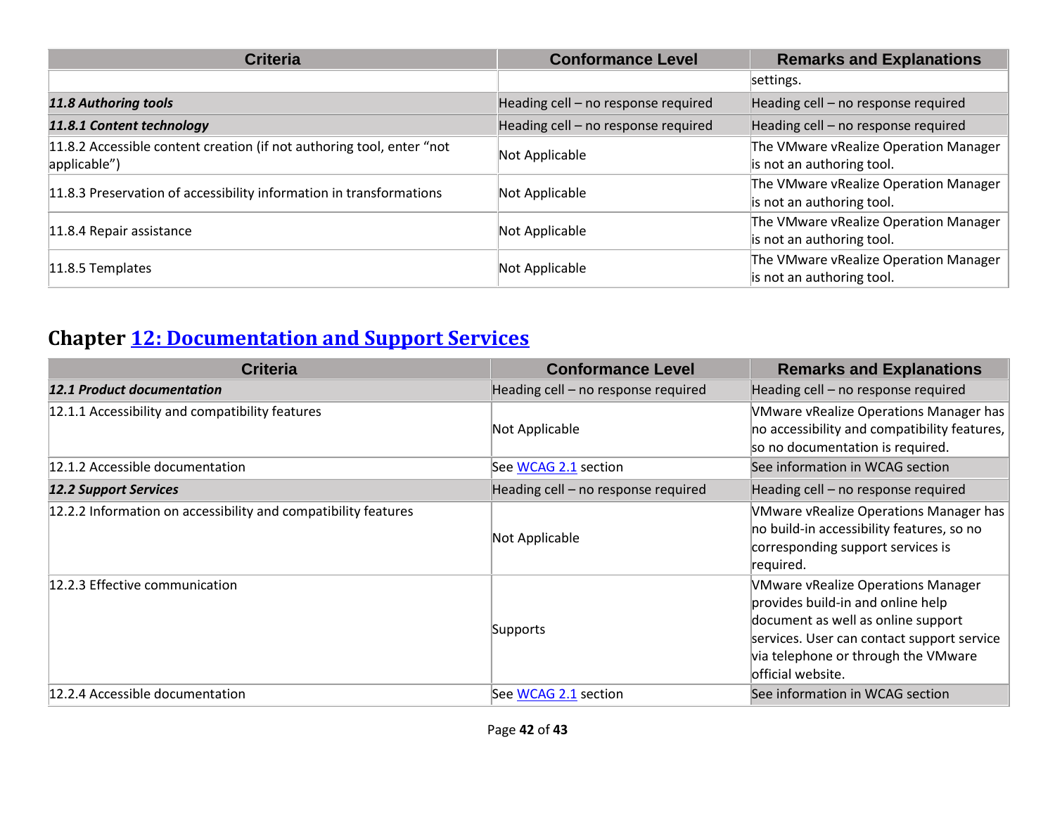| Criteria | Conformance Level | Remarks and Explanations |
|---|---|---|
| | | settings. |
| ***11.8 Authoring tools*** | Heading cell – no response required | Heading cell – no response required |
| ***11.8.1 Content technology*** | Heading cell – no response required | Heading cell – no response required |
| 11.8.2 Accessible content creation (if not authoring tool, enter "not applicable") | Not Applicable | The VMware vRealize Operation Manager is not an authoring tool. |
| 11.8.3 Preservation of accessibility information in transformations | Not Applicable | The VMware vRealize Operation Manager is not an authoring tool. |
| 11.8.4 Repair assistance | Not Applicable | The VMware vRealize Operation Manager is not an authoring tool. |
| 11.8.5 Templates | Not Applicable | The VMware vRealize Operation Manager is not an authoring tool. |

## Chapter [12: Documentation and Support Services]

| Criteria | Conformance Level | Remarks and Explanations |
|---|---|---|
| ***12.1 Product documentation*** | Heading cell – no response required | Heading cell – no response required |
| 12.1.1 Accessibility and compatibility features | Not Applicable | VMware vRealize Operations Manager has no accessibility and compatibility features, so no documentation is required. |
| 12.1.2 Accessible documentation | See [WCAG 2.1] section | See information in WCAG section |
| ***12.2 Support Services*** | Heading cell – no response required | Heading cell – no response required |
| 12.2.2 Information on accessibility and compatibility features | Not Applicable | VMware vRealize Operations Manager has no build-in accessibility features, so no corresponding support services is required. |
| 12.2.3 Effective communication | Supports | VMware vRealize Operations Manager provides build-in and online help document as well as online support services. User can contact support service via telephone or through the VMware official website. |
| 12.2.4 Accessible documentation | See [WCAG 2.1] section | See information in WCAG section |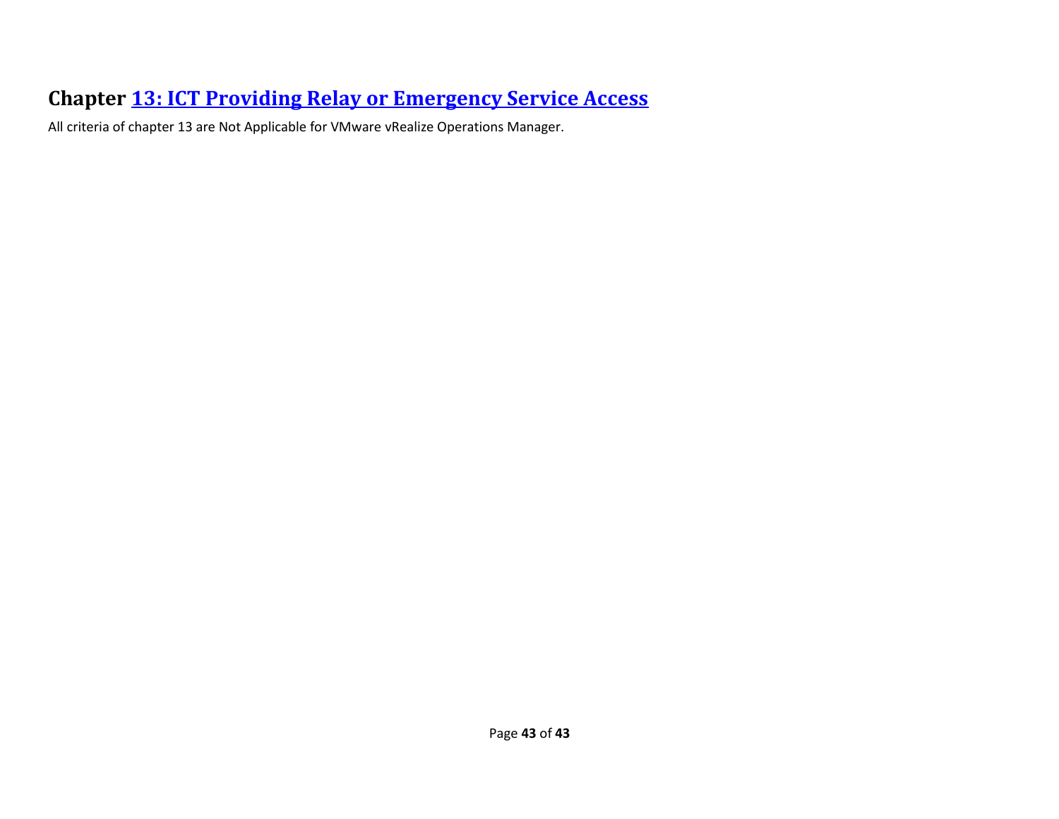## Chapter 13: ICT Providing Relay or Emergency Service Access

All criteria of chapter 13 are Not Applicable for VMware vRealize Operations Manager.